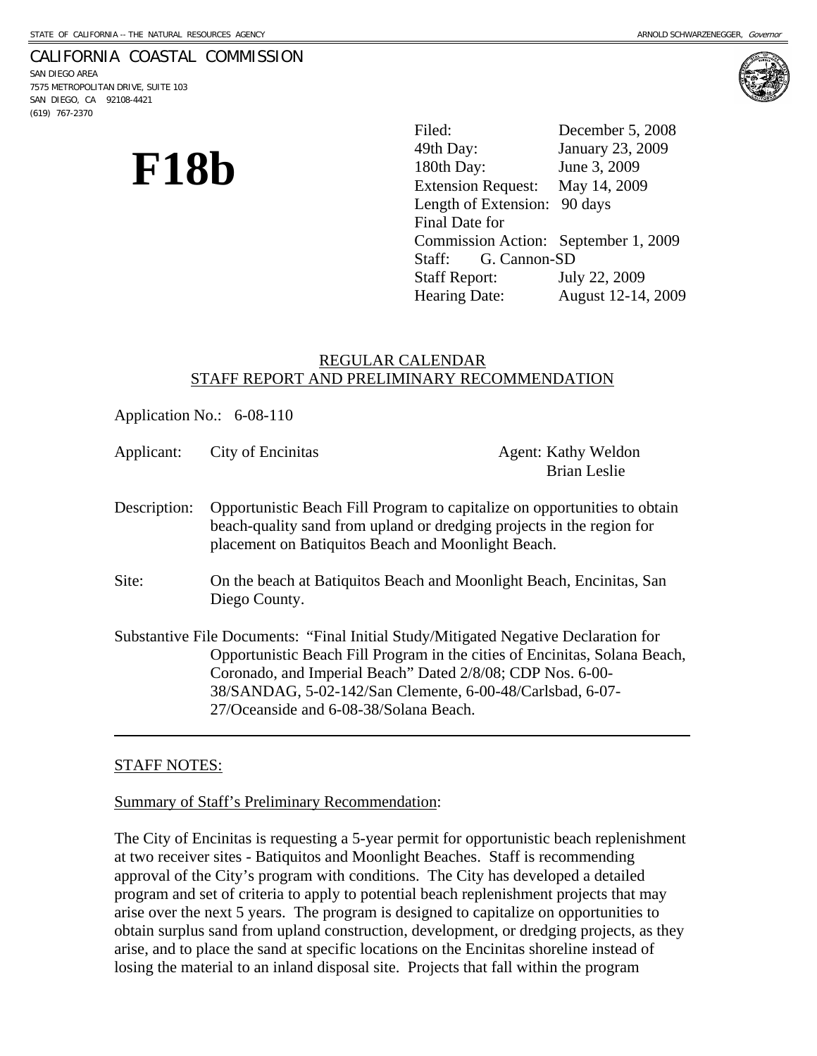STATE OF CALIFORNIA -- THE NATURAL RESOURCES AGENCY ARNOLD SCHWARZENEGGER, *Governor*

CALIFORNIA COASTAL COMMISSION
SAN DIEGO AREA
7575 METROPOLITAN DRIVE, SUITE 103
SAN DIEGO, CA 92108-4421
(619) 767-2370

# F18b

| | |
|---|---|
| Filed: | December 5, 2008 |
| 49th Day: | January 23, 2009 |
| 180th Day: | June 3, 2009 |
| Extension Request: | May 14, 2009 |
| Length of Extension: | 90 days |
| Final Date for Commission Action: | September 1, 2009 |
| Staff: | G. Cannon-SD |
| Staff Report: | July 22, 2009 |
| Hearing Date: | August 12-14, 2009 |

REGULAR CALENDAR
STAFF REPORT AND PRELIMINARY RECOMMENDATION

Application No.: 6-08-110

Applicant: City of Encinitas Agent: Kathy Weldon
Brian Leslie

Description: Opportunistic Beach Fill Program to capitalize on opportunities to obtain beach-quality sand from upland or dredging projects in the region for placement on Batiquitos Beach and Moonlight Beach.

Site: On the beach at Batiquitos Beach and Moonlight Beach, Encinitas, San Diego County.

Substantive File Documents: "Final Initial Study/Mitigated Negative Declaration for Opportunistic Beach Fill Program in the cities of Encinitas, Solana Beach, Coronado, and Imperial Beach" Dated 2/8/08; CDP Nos. 6-00-38/SANDAG, 5-02-142/San Clemente, 6-00-48/Carlsbad, 6-07-27/Oceanside and 6-08-38/Solana Beach.

---

STAFF NOTES:

Summary of Staff's Preliminary Recommendation:

The City of Encinitas is requesting a 5-year permit for opportunistic beach replenishment at two receiver sites - Batiquitos and Moonlight Beaches. Staff is recommending approval of the City's program with conditions. The City has developed a detailed program and set of criteria to apply to potential beach replenishment projects that may arise over the next 5 years. The program is designed to capitalize on opportunities to obtain surplus sand from upland construction, development, or dredging projects, as they arise, and to place the sand at specific locations on the Encinitas shoreline instead of losing the material to an inland disposal site. Projects that fall within the program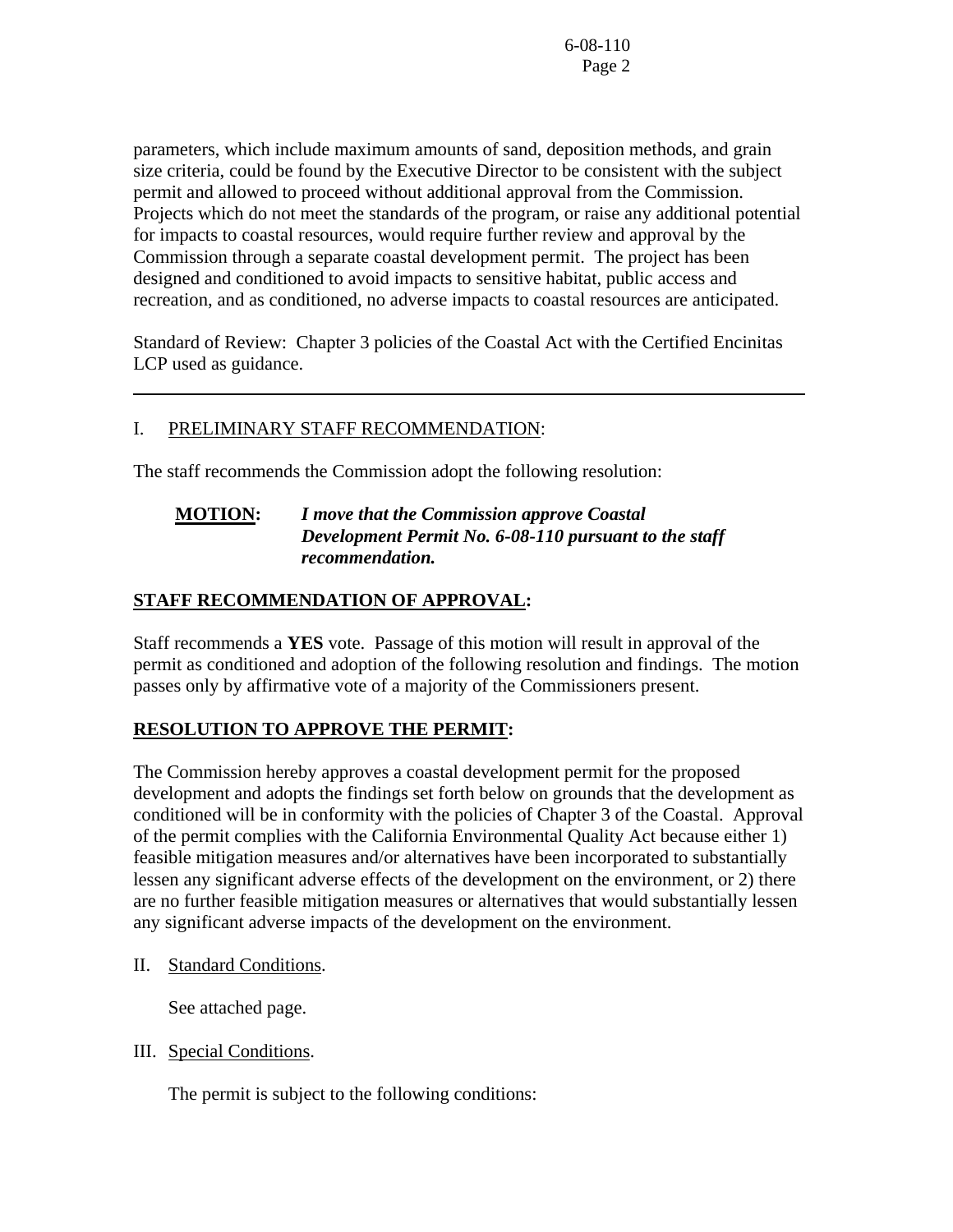parameters, which include maximum amounts of sand, deposition methods, and grain size criteria, could be found by the Executive Director to be consistent with the subject permit and allowed to proceed without additional approval from the Commission. Projects which do not meet the standards of the program, or raise any additional potential for impacts to coastal resources, would require further review and approval by the Commission through a separate coastal development permit. The project has been designed and conditioned to avoid impacts to sensitive habitat, public access and recreation, and as conditioned, no adverse impacts to coastal resources are anticipated.

Standard of Review: Chapter 3 policies of the Coastal Act with the Certified Encinitas LCP used as guidance.

---

I. PRELIMINARY STAFF RECOMMENDATION:

The staff recommends the Commission adopt the following resolution:

**MOTION:** ***I move that the Commission approve Coastal Development Permit No. 6-08-110 pursuant to the staff recommendation.***

**STAFF RECOMMENDATION OF APPROVAL:**

Staff recommends a **YES** vote. Passage of this motion will result in approval of the permit as conditioned and adoption of the following resolution and findings. The motion passes only by affirmative vote of a majority of the Commissioners present.

**RESOLUTION TO APPROVE THE PERMIT:**

The Commission hereby approves a coastal development permit for the proposed development and adopts the findings set forth below on grounds that the development as conditioned will be in conformity with the policies of Chapter 3 of the Coastal. Approval of the permit complies with the California Environmental Quality Act because either 1) feasible mitigation measures and/or alternatives have been incorporated to substantially lessen any significant adverse effects of the development on the environment, or 2) there are no further feasible mitigation measures or alternatives that would substantially lessen any significant adverse impacts of the development on the environment.

II. Standard Conditions.

See attached page.

III. Special Conditions.

The permit is subject to the following conditions: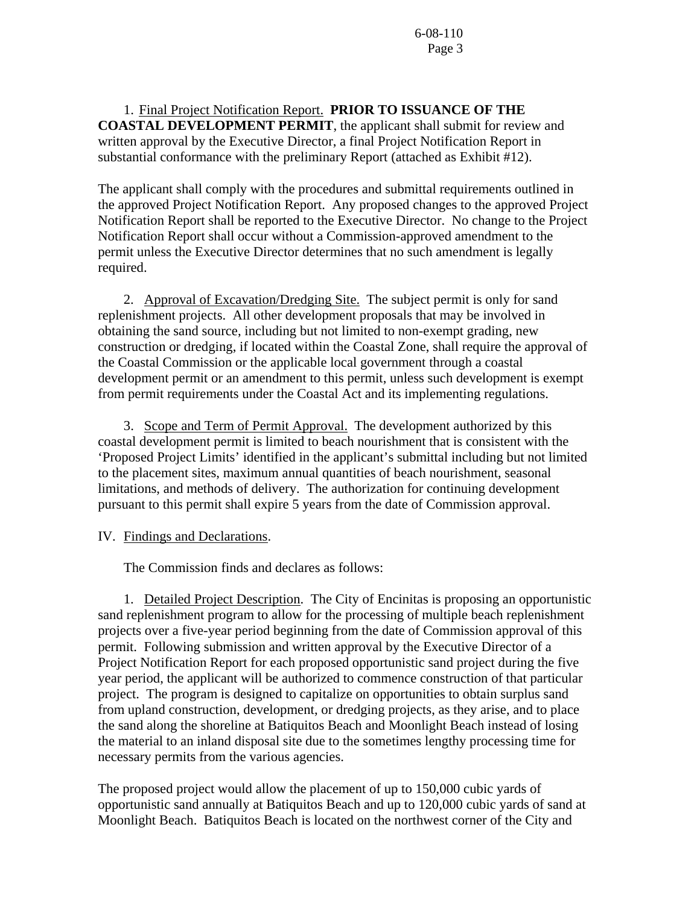1. Final Project Notification Report. **PRIOR TO ISSUANCE OF THE COASTAL DEVELOPMENT PERMIT**, the applicant shall submit for review and written approval by the Executive Director, a final Project Notification Report in substantial conformance with the preliminary Report (attached as Exhibit #12).

The applicant shall comply with the procedures and submittal requirements outlined in the approved Project Notification Report. Any proposed changes to the approved Project Notification Report shall be reported to the Executive Director. No change to the Project Notification Report shall occur without a Commission-approved amendment to the permit unless the Executive Director determines that no such amendment is legally required.

2. Approval of Excavation/Dredging Site. The subject permit is only for sand replenishment projects. All other development proposals that may be involved in obtaining the sand source, including but not limited to non-exempt grading, new construction or dredging, if located within the Coastal Zone, shall require the approval of the Coastal Commission or the applicable local government through a coastal development permit or an amendment to this permit, unless such development is exempt from permit requirements under the Coastal Act and its implementing regulations.

3. Scope and Term of Permit Approval. The development authorized by this coastal development permit is limited to beach nourishment that is consistent with the 'Proposed Project Limits' identified in the applicant's submittal including but not limited to the placement sites, maximum annual quantities of beach nourishment, seasonal limitations, and methods of delivery. The authorization for continuing development pursuant to this permit shall expire 5 years from the date of Commission approval.

IV. Findings and Declarations.

The Commission finds and declares as follows:

1. Detailed Project Description. The City of Encinitas is proposing an opportunistic sand replenishment program to allow for the processing of multiple beach replenishment projects over a five-year period beginning from the date of Commission approval of this permit. Following submission and written approval by the Executive Director of a Project Notification Report for each proposed opportunistic sand project during the five year period, the applicant will be authorized to commence construction of that particular project. The program is designed to capitalize on opportunities to obtain surplus sand from upland construction, development, or dredging projects, as they arise, and to place the sand along the shoreline at Batiquitos Beach and Moonlight Beach instead of losing the material to an inland disposal site due to the sometimes lengthy processing time for necessary permits from the various agencies.

The proposed project would allow the placement of up to 150,000 cubic yards of opportunistic sand annually at Batiquitos Beach and up to 120,000 cubic yards of sand at Moonlight Beach. Batiquitos Beach is located on the northwest corner of the City and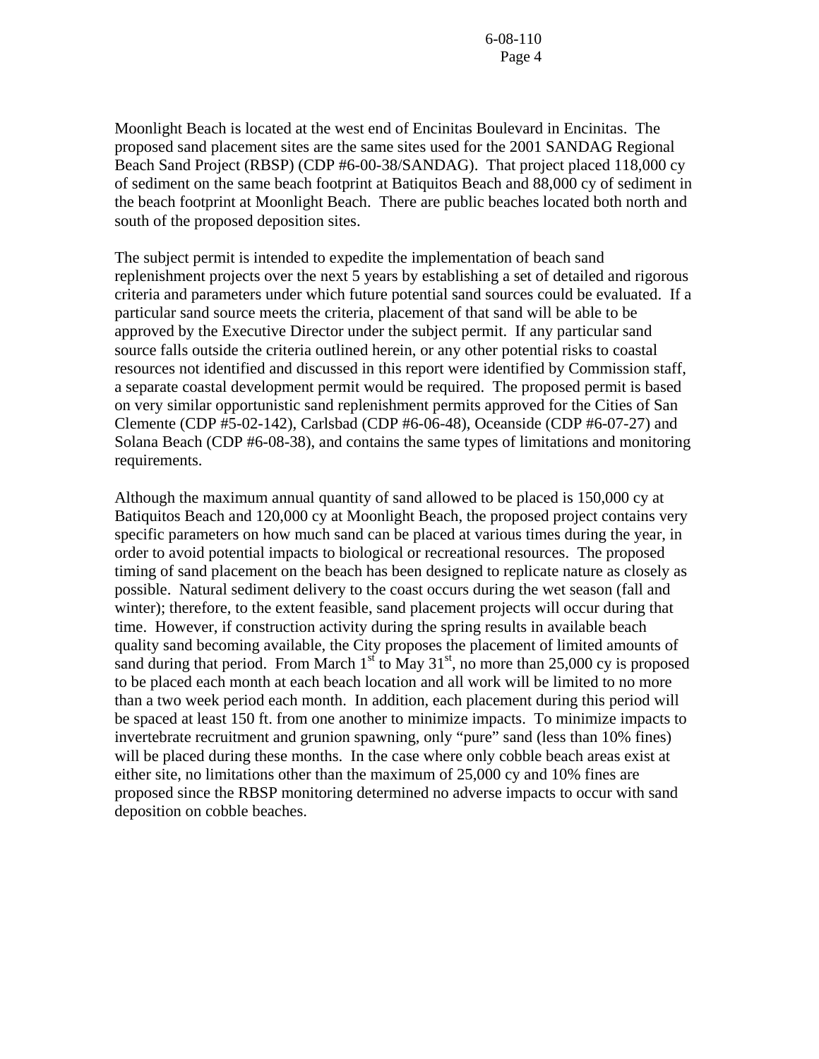Moonlight Beach is located at the west end of Encinitas Boulevard in Encinitas. The proposed sand placement sites are the same sites used for the 2001 SANDAG Regional Beach Sand Project (RBSP) (CDP #6-00-38/SANDAG). That project placed 118,000 cy of sediment on the same beach footprint at Batiquitos Beach and 88,000 cy of sediment in the beach footprint at Moonlight Beach. There are public beaches located both north and south of the proposed deposition sites.

The subject permit is intended to expedite the implementation of beach sand replenishment projects over the next 5 years by establishing a set of detailed and rigorous criteria and parameters under which future potential sand sources could be evaluated. If a particular sand source meets the criteria, placement of that sand will be able to be approved by the Executive Director under the subject permit. If any particular sand source falls outside the criteria outlined herein, or any other potential risks to coastal resources not identified and discussed in this report were identified by Commission staff, a separate coastal development permit would be required. The proposed permit is based on very similar opportunistic sand replenishment permits approved for the Cities of San Clemente (CDP #5-02-142), Carlsbad (CDP #6-06-48), Oceanside (CDP #6-07-27) and Solana Beach (CDP #6-08-38), and contains the same types of limitations and monitoring requirements.

Although the maximum annual quantity of sand allowed to be placed is 150,000 cy at Batiquitos Beach and 120,000 cy at Moonlight Beach, the proposed project contains very specific parameters on how much sand can be placed at various times during the year, in order to avoid potential impacts to biological or recreational resources. The proposed timing of sand placement on the beach has been designed to replicate nature as closely as possible. Natural sediment delivery to the coast occurs during the wet season (fall and winter); therefore, to the extent feasible, sand placement projects will occur during that time. However, if construction activity during the spring results in available beach quality sand becoming available, the City proposes the placement of limited amounts of sand during that period. From March 1st to May 31st, no more than 25,000 cy is proposed to be placed each month at each beach location and all work will be limited to no more than a two week period each month. In addition, each placement during this period will be spaced at least 150 ft. from one another to minimize impacts. To minimize impacts to invertebrate recruitment and grunion spawning, only "pure" sand (less than 10% fines) will be placed during these months. In the case where only cobble beach areas exist at either site, no limitations other than the maximum of 25,000 cy and 10% fines are proposed since the RBSP monitoring determined no adverse impacts to occur with sand deposition on cobble beaches.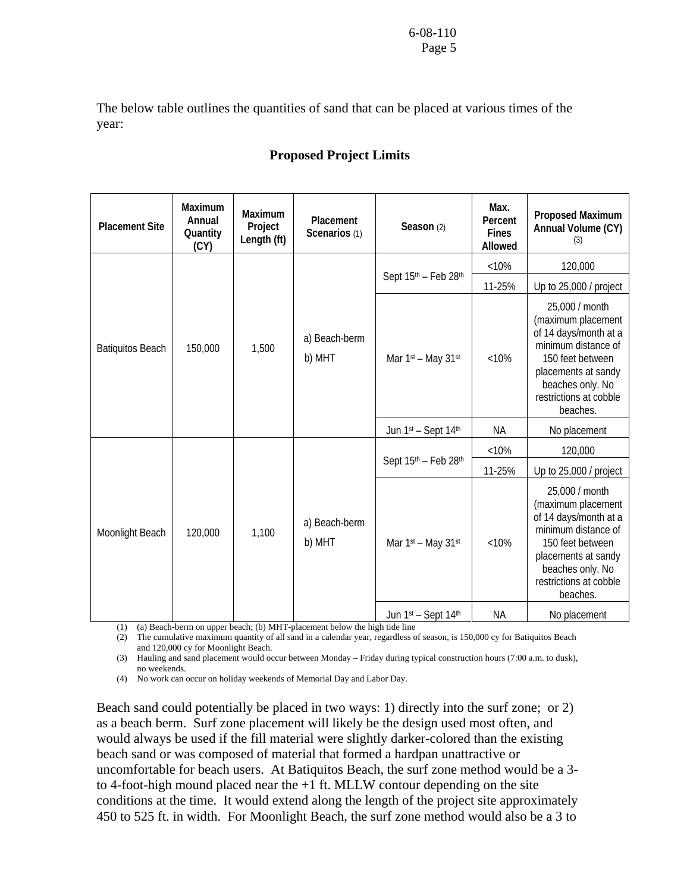The below table outlines the quantities of sand that can be placed at various times of the year:

**Proposed Project Limits**

| Placement Site | Maximum Annual Quantity (CY) | Maximum Project Length (ft) | Placement Scenarios (1) | Season (2) | Max. Percent Fines Allowed | Proposed Maximum Annual Volume (CY) (3) |
|---|---|---|---|---|---|---|
| Batiquitos Beach | 150,000 | 1,500 | a) Beach-berm b) MHT | Sept 15th – Feb 28th | <10% | 120,000 |
| | | | | | 11-25% | Up to 25,000 / project |
| | | | | Mar 1st – May 31st | <10% | 25,000 / month (maximum placement of 14 days/month at a minimum distance of 150 feet between placements at sandy beaches only. No restrictions at cobble beaches. |
| | | | | Jun 1st – Sept 14th | NA | No placement |
| Moonlight Beach | 120,000 | 1,100 | a) Beach-berm b) MHT | Sept 15th – Feb 28th | <10% | 120,000 |
| | | | | | 11-25% | Up to 25,000 / project |
| | | | | Mar 1st – May 31st | <10% | 25,000 / month (maximum placement of 14 days/month at a minimum distance of 150 feet between placements at sandy beaches only. No restrictions at cobble beaches. |
| | | | | Jun 1st – Sept 14th | NA | No placement |

(1) (a) Beach-berm on upper beach; (b) MHT-placement below the high tide line
(2) The cumulative maximum quantity of all sand in a calendar year, regardless of season, is 150,000 cy for Batiquitos Beach and 120,000 cy for Moonlight Beach.
(3) Hauling and sand placement would occur between Monday – Friday during typical construction hours (7:00 a.m. to dusk), no weekends.
(4) No work can occur on holiday weekends of Memorial Day and Labor Day.

Beach sand could potentially be placed in two ways: 1) directly into the surf zone; or 2) as a beach berm. Surf zone placement will likely be the design used most often, and would always be used if the fill material were slightly darker-colored than the existing beach sand or was composed of material that formed a hardpan unattractive or uncomfortable for beach users. At Batiquitos Beach, the surf zone method would be a 3- to 4-foot-high mound placed near the +1 ft. MLLW contour depending on the site conditions at the time. It would extend along the length of the project site approximately 450 to 525 ft. in width. For Moonlight Beach, the surf zone method would also be a 3 to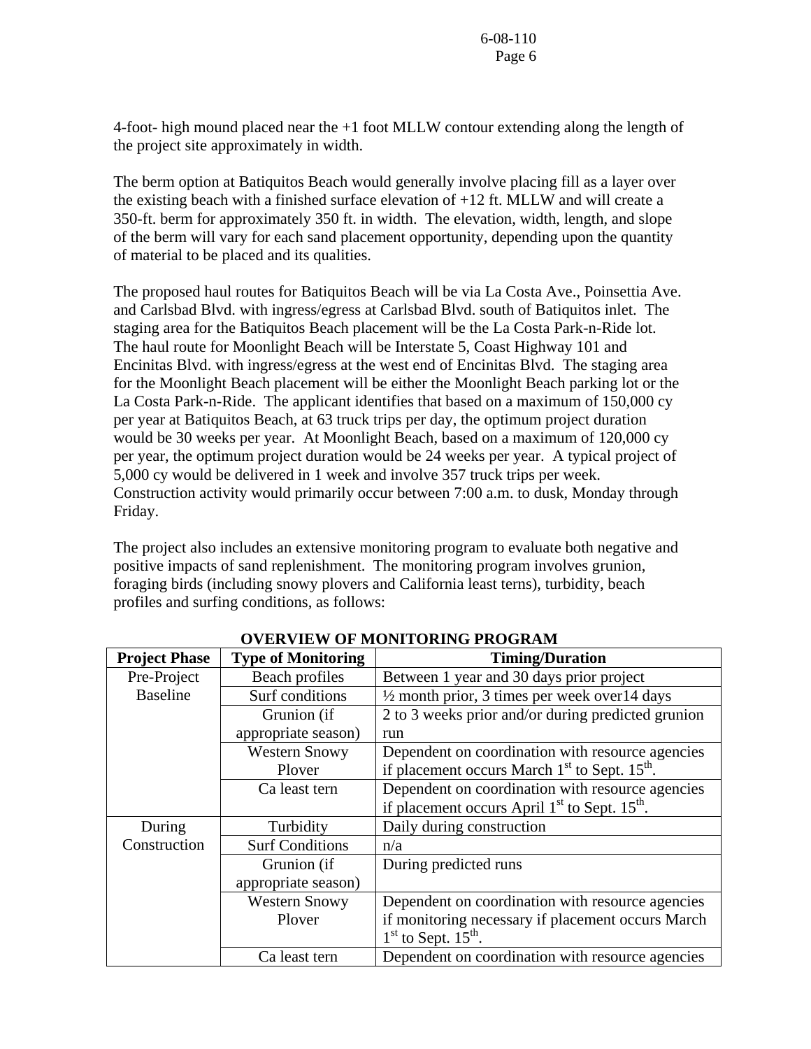4-foot- high mound placed near the +1 foot MLLW contour extending along the length of the project site approximately in width.

The berm option at Batiquitos Beach would generally involve placing fill as a layer over the existing beach with a finished surface elevation of +12 ft. MLLW and will create a 350-ft. berm for approximately 350 ft. in width. The elevation, width, length, and slope of the berm will vary for each sand placement opportunity, depending upon the quantity of material to be placed and its qualities.

The proposed haul routes for Batiquitos Beach will be via La Costa Ave., Poinsettia Ave. and Carlsbad Blvd. with ingress/egress at Carlsbad Blvd. south of Batiquitos inlet. The staging area for the Batiquitos Beach placement will be the La Costa Park-n-Ride lot. The haul route for Moonlight Beach will be Interstate 5, Coast Highway 101 and Encinitas Blvd. with ingress/egress at the west end of Encinitas Blvd. The staging area for the Moonlight Beach placement will be either the Moonlight Beach parking lot or the La Costa Park-n-Ride. The applicant identifies that based on a maximum of 150,000 cy per year at Batiquitos Beach, at 63 truck trips per day, the optimum project duration would be 30 weeks per year. At Moonlight Beach, based on a maximum of 120,000 cy per year, the optimum project duration would be 24 weeks per year. A typical project of 5,000 cy would be delivered in 1 week and involve 357 truck trips per week. Construction activity would primarily occur between 7:00 a.m. to dusk, Monday through Friday.

The project also includes an extensive monitoring program to evaluate both negative and positive impacts of sand replenishment. The monitoring program involves grunion, foraging birds (including snowy plovers and California least terns), turbidity, beach profiles and surfing conditions, as follows:

**OVERVIEW OF MONITORING PROGRAM**

| Project Phase | Type of Monitoring | Timing/Duration |
|---|---|---|
| Pre-Project Baseline | Beach profiles | Between 1 year and 30 days prior project |
| | Surf conditions | ½ month prior, 3 times per week over14 days |
| | Grunion (if appropriate season) | 2 to 3 weeks prior and/or during predicted grunion run |
| | Western Snowy Plover | Dependent on coordination with resource agencies if placement occurs March 1st to Sept. 15th. |
| | Ca least tern | Dependent on coordination with resource agencies if placement occurs April 1st to Sept. 15th. |
| During Construction | Turbidity | Daily during construction |
| | Surf Conditions | n/a |
| | Grunion (if appropriate season) | During predicted runs |
| | Western Snowy Plover | Dependent on coordination with resource agencies if monitoring necessary if placement occurs March 1st to Sept. 15th. |
| | Ca least tern | Dependent on coordination with resource agencies |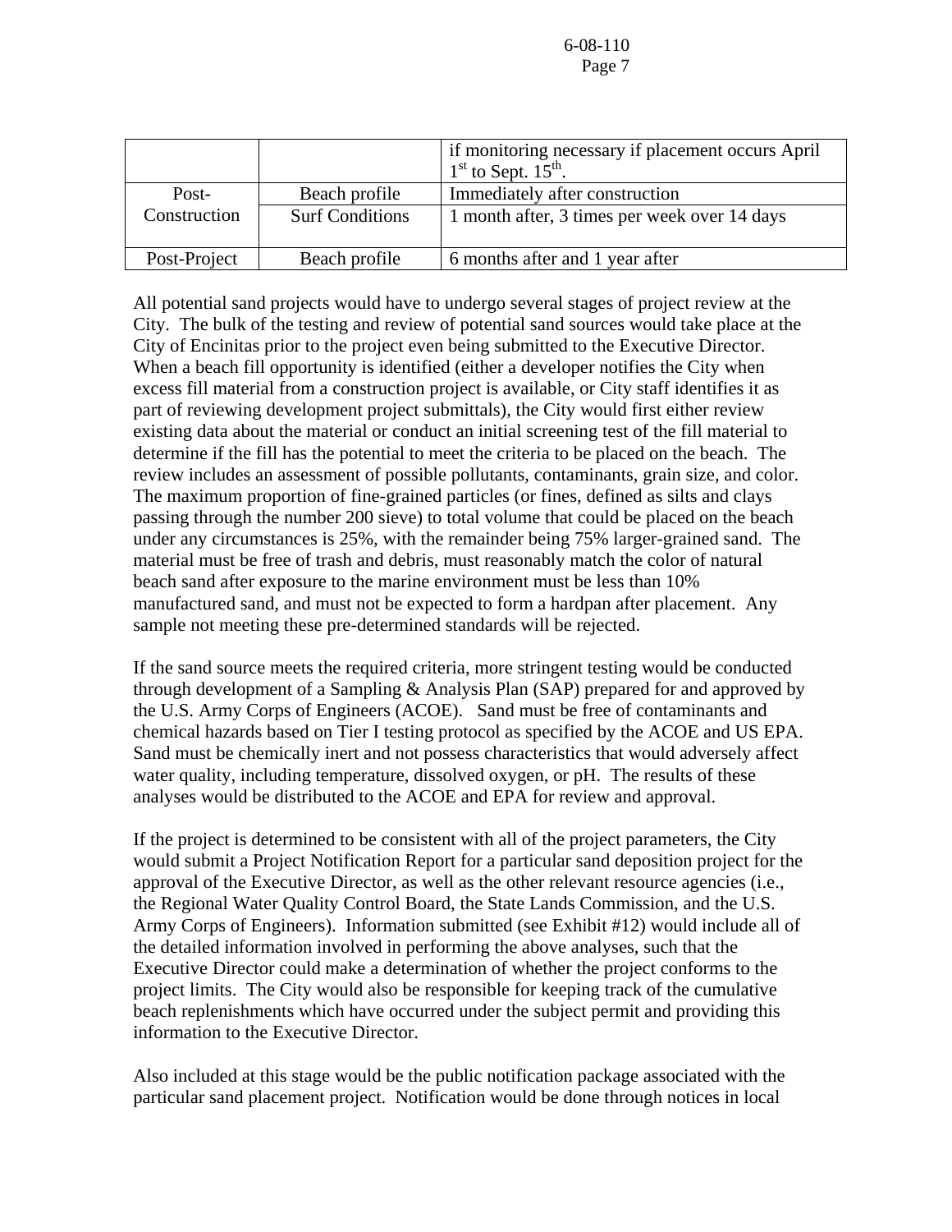|  |  | if monitoring necessary if placement occurs April 1st to Sept. 15th. |
|---|---|---|
| Post-Construction | Beach profile | Immediately after construction |
|  | Surf Conditions | 1 month after, 3 times per week over 14 days |
| Post-Project | Beach profile | 6 months after and 1 year after |

All potential sand projects would have to undergo several stages of project review at the City. The bulk of the testing and review of potential sand sources would take place at the City of Encinitas prior to the project even being submitted to the Executive Director. When a beach fill opportunity is identified (either a developer notifies the City when excess fill material from a construction project is available, or City staff identifies it as part of reviewing development project submittals), the City would first either review existing data about the material or conduct an initial screening test of the fill material to determine if the fill has the potential to meet the criteria to be placed on the beach. The review includes an assessment of possible pollutants, contaminants, grain size, and color. The maximum proportion of fine-grained particles (or fines, defined as silts and clays passing through the number 200 sieve) to total volume that could be placed on the beach under any circumstances is 25%, with the remainder being 75% larger-grained sand. The material must be free of trash and debris, must reasonably match the color of natural beach sand after exposure to the marine environment must be less than 10% manufactured sand, and must not be expected to form a hardpan after placement. Any sample not meeting these pre-determined standards will be rejected.

If the sand source meets the required criteria, more stringent testing would be conducted through development of a Sampling & Analysis Plan (SAP) prepared for and approved by the U.S. Army Corps of Engineers (ACOE). Sand must be free of contaminants and chemical hazards based on Tier I testing protocol as specified by the ACOE and US EPA. Sand must be chemically inert and not possess characteristics that would adversely affect water quality, including temperature, dissolved oxygen, or pH. The results of these analyses would be distributed to the ACOE and EPA for review and approval.

If the project is determined to be consistent with all of the project parameters, the City would submit a Project Notification Report for a particular sand deposition project for the approval of the Executive Director, as well as the other relevant resource agencies (i.e., the Regional Water Quality Control Board, the State Lands Commission, and the U.S. Army Corps of Engineers). Information submitted (see Exhibit #12) would include all of the detailed information involved in performing the above analyses, such that the Executive Director could make a determination of whether the project conforms to the project limits. The City would also be responsible for keeping track of the cumulative beach replenishments which have occurred under the subject permit and providing this information to the Executive Director.

Also included at this stage would be the public notification package associated with the particular sand placement project. Notification would be done through notices in local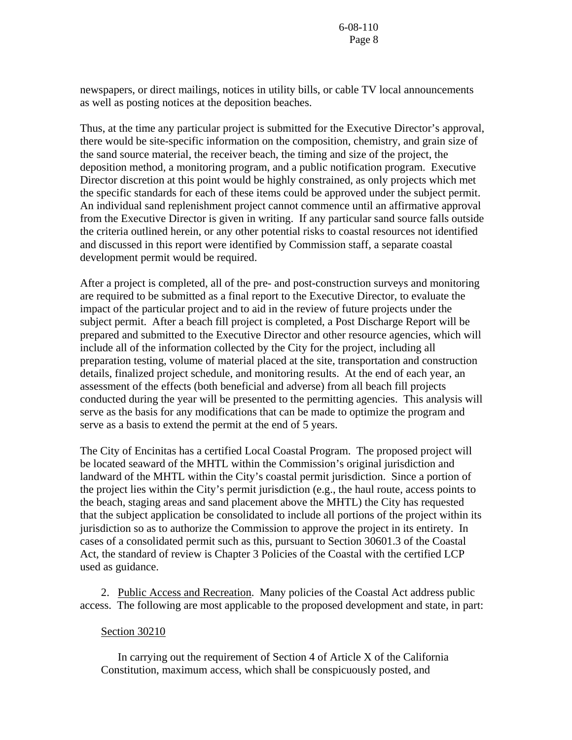newspapers, or direct mailings, notices in utility bills, or cable TV local announcements as well as posting notices at the deposition beaches.

Thus, at the time any particular project is submitted for the Executive Director's approval, there would be site-specific information on the composition, chemistry, and grain size of the sand source material, the receiver beach, the timing and size of the project, the deposition method, a monitoring program, and a public notification program. Executive Director discretion at this point would be highly constrained, as only projects which met the specific standards for each of these items could be approved under the subject permit. An individual sand replenishment project cannot commence until an affirmative approval from the Executive Director is given in writing. If any particular sand source falls outside the criteria outlined herein, or any other potential risks to coastal resources not identified and discussed in this report were identified by Commission staff, a separate coastal development permit would be required.

After a project is completed, all of the pre- and post-construction surveys and monitoring are required to be submitted as a final report to the Executive Director, to evaluate the impact of the particular project and to aid in the review of future projects under the subject permit. After a beach fill project is completed, a Post Discharge Report will be prepared and submitted to the Executive Director and other resource agencies, which will include all of the information collected by the City for the project, including all preparation testing, volume of material placed at the site, transportation and construction details, finalized project schedule, and monitoring results. At the end of each year, an assessment of the effects (both beneficial and adverse) from all beach fill projects conducted during the year will be presented to the permitting agencies. This analysis will serve as the basis for any modifications that can be made to optimize the program and serve as a basis to extend the permit at the end of 5 years.

The City of Encinitas has a certified Local Coastal Program. The proposed project will be located seaward of the MHTL within the Commission's original jurisdiction and landward of the MHTL within the City's coastal permit jurisdiction. Since a portion of the project lies within the City's permit jurisdiction (e.g., the haul route, access points to the beach, staging areas and sand placement above the MHTL) the City has requested that the subject application be consolidated to include all portions of the project within its jurisdiction so as to authorize the Commission to approve the project in its entirety. In cases of a consolidated permit such as this, pursuant to Section 30601.3 of the Coastal Act, the standard of review is Chapter 3 Policies of the Coastal with the certified LCP used as guidance.

2. Public Access and Recreation. Many policies of the Coastal Act address public access. The following are most applicable to the proposed development and state, in part:

Section 30210

In carrying out the requirement of Section 4 of Article X of the California Constitution, maximum access, which shall be conspicuously posted, and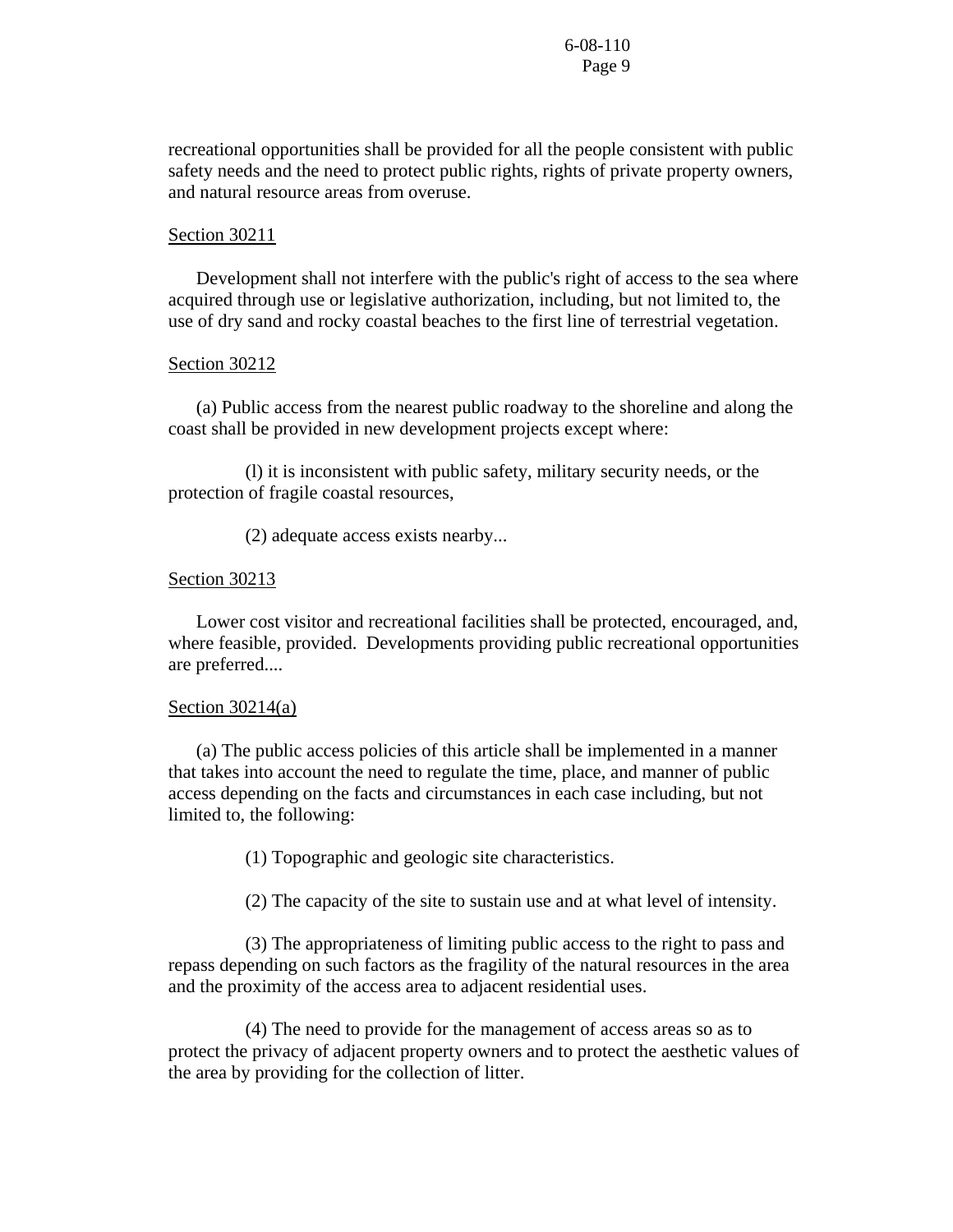recreational opportunities shall be provided for all the people consistent with public safety needs and the need to protect public rights, rights of private property owners, and natural resource areas from overuse.

Section 30211

Development shall not interfere with the public's right of access to the sea where acquired through use or legislative authorization, including, but not limited to, the use of dry sand and rocky coastal beaches to the first line of terrestrial vegetation.

Section 30212

(a) Public access from the nearest public roadway to the shoreline and along the coast shall be provided in new development projects except where:

(l) it is inconsistent with public safety, military security needs, or the protection of fragile coastal resources,

(2) adequate access exists nearby...

Section 30213

Lower cost visitor and recreational facilities shall be protected, encouraged, and, where feasible, provided. Developments providing public recreational opportunities are preferred....

Section 30214(a)

(a) The public access policies of this article shall be implemented in a manner that takes into account the need to regulate the time, place, and manner of public access depending on the facts and circumstances in each case including, but not limited to, the following:

(1) Topographic and geologic site characteristics.

(2) The capacity of the site to sustain use and at what level of intensity.

(3) The appropriateness of limiting public access to the right to pass and repass depending on such factors as the fragility of the natural resources in the area and the proximity of the access area to adjacent residential uses.

(4) The need to provide for the management of access areas so as to protect the privacy of adjacent property owners and to protect the aesthetic values of the area by providing for the collection of litter.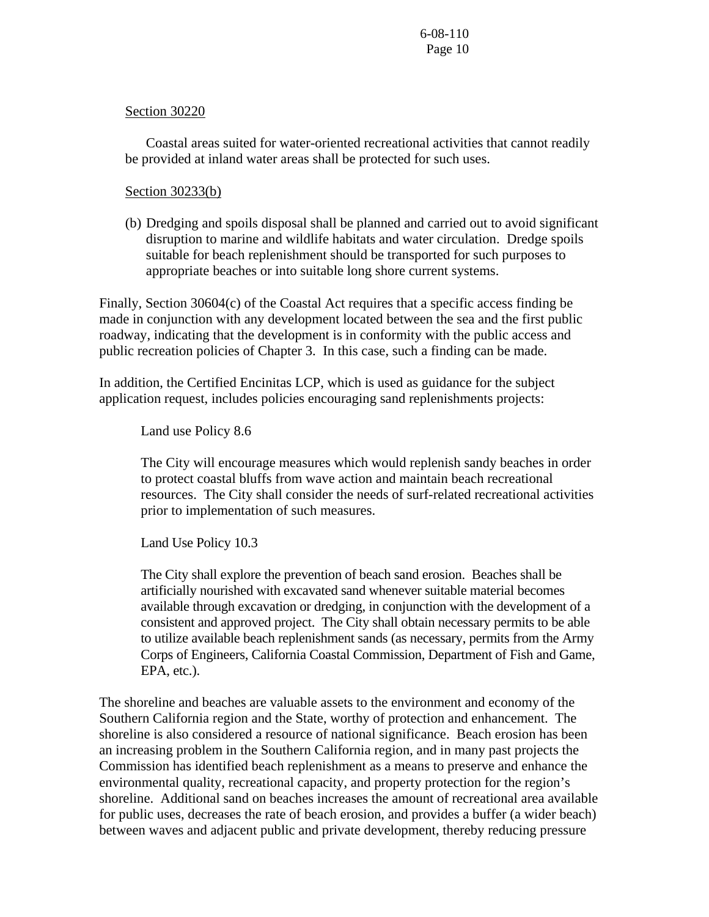Section 30220

Coastal areas suited for water-oriented recreational activities that cannot readily be provided at inland water areas shall be protected for such uses.

Section 30233(b)

(b) Dredging and spoils disposal shall be planned and carried out to avoid significant disruption to marine and wildlife habitats and water circulation. Dredge spoils suitable for beach replenishment should be transported for such purposes to appropriate beaches or into suitable long shore current systems.

Finally, Section 30604(c) of the Coastal Act requires that a specific access finding be made in conjunction with any development located between the sea and the first public roadway, indicating that the development is in conformity with the public access and public recreation policies of Chapter 3. In this case, such a finding can be made.

In addition, the Certified Encinitas LCP, which is used as guidance for the subject application request, includes policies encouraging sand replenishments projects:

> Land use Policy 8.6
>
> The City will encourage measures which would replenish sandy beaches in order to protect coastal bluffs from wave action and maintain beach recreational resources. The City shall consider the needs of surf-related recreational activities prior to implementation of such measures.
>
> Land Use Policy 10.3
>
> The City shall explore the prevention of beach sand erosion. Beaches shall be artificially nourished with excavated sand whenever suitable material becomes available through excavation or dredging, in conjunction with the development of a consistent and approved project. The City shall obtain necessary permits to be able to utilize available beach replenishment sands (as necessary, permits from the Army Corps of Engineers, California Coastal Commission, Department of Fish and Game, EPA, etc.).

The shoreline and beaches are valuable assets to the environment and economy of the Southern California region and the State, worthy of protection and enhancement. The shoreline is also considered a resource of national significance. Beach erosion has been an increasing problem in the Southern California region, and in many past projects the Commission has identified beach replenishment as a means to preserve and enhance the environmental quality, recreational capacity, and property protection for the region's shoreline. Additional sand on beaches increases the amount of recreational area available for public uses, decreases the rate of beach erosion, and provides a buffer (a wider beach) between waves and adjacent public and private development, thereby reducing pressure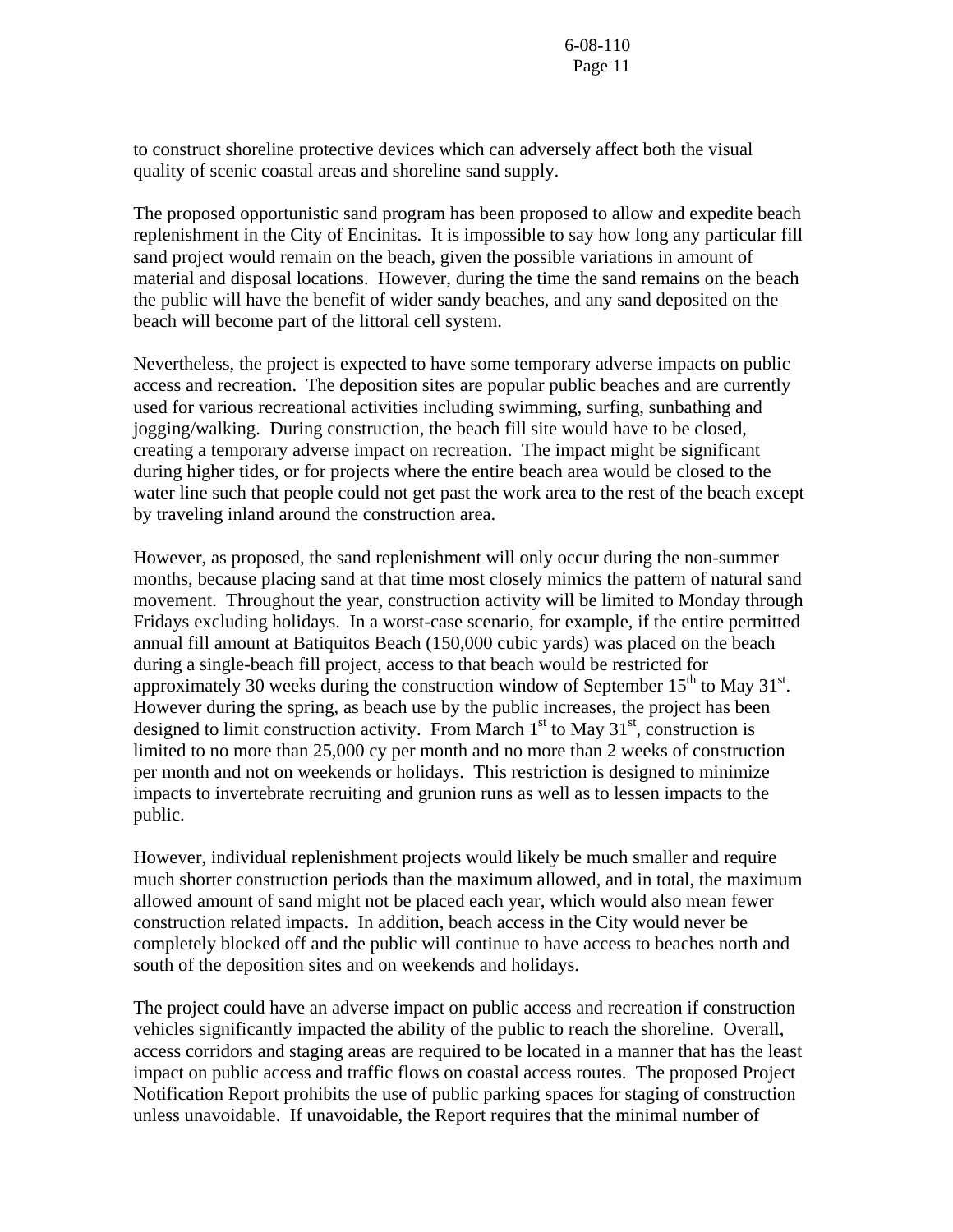to construct shoreline protective devices which can adversely affect both the visual quality of scenic coastal areas and shoreline sand supply.

The proposed opportunistic sand program has been proposed to allow and expedite beach replenishment in the City of Encinitas. It is impossible to say how long any particular fill sand project would remain on the beach, given the possible variations in amount of material and disposal locations. However, during the time the sand remains on the beach the public will have the benefit of wider sandy beaches, and any sand deposited on the beach will become part of the littoral cell system.

Nevertheless, the project is expected to have some temporary adverse impacts on public access and recreation. The deposition sites are popular public beaches and are currently used for various recreational activities including swimming, surfing, sunbathing and jogging/walking. During construction, the beach fill site would have to be closed, creating a temporary adverse impact on recreation. The impact might be significant during higher tides, or for projects where the entire beach area would be closed to the water line such that people could not get past the work area to the rest of the beach except by traveling inland around the construction area.

However, as proposed, the sand replenishment will only occur during the non-summer months, because placing sand at that time most closely mimics the pattern of natural sand movement. Throughout the year, construction activity will be limited to Monday through Fridays excluding holidays. In a worst-case scenario, for example, if the entire permitted annual fill amount at Batiquitos Beach (150,000 cubic yards) was placed on the beach during a single-beach fill project, access to that beach would be restricted for approximately 30 weeks during the construction window of September 15th to May 31st. However during the spring, as beach use by the public increases, the project has been designed to limit construction activity. From March 1st to May 31st, construction is limited to no more than 25,000 cy per month and no more than 2 weeks of construction per month and not on weekends or holidays. This restriction is designed to minimize impacts to invertebrate recruiting and grunion runs as well as to lessen impacts to the public.

However, individual replenishment projects would likely be much smaller and require much shorter construction periods than the maximum allowed, and in total, the maximum allowed amount of sand might not be placed each year, which would also mean fewer construction related impacts. In addition, beach access in the City would never be completely blocked off and the public will continue to have access to beaches north and south of the deposition sites and on weekends and holidays.

The project could have an adverse impact on public access and recreation if construction vehicles significantly impacted the ability of the public to reach the shoreline. Overall, access corridors and staging areas are required to be located in a manner that has the least impact on public access and traffic flows on coastal access routes. The proposed Project Notification Report prohibits the use of public parking spaces for staging of construction unless unavoidable. If unavoidable, the Report requires that the minimal number of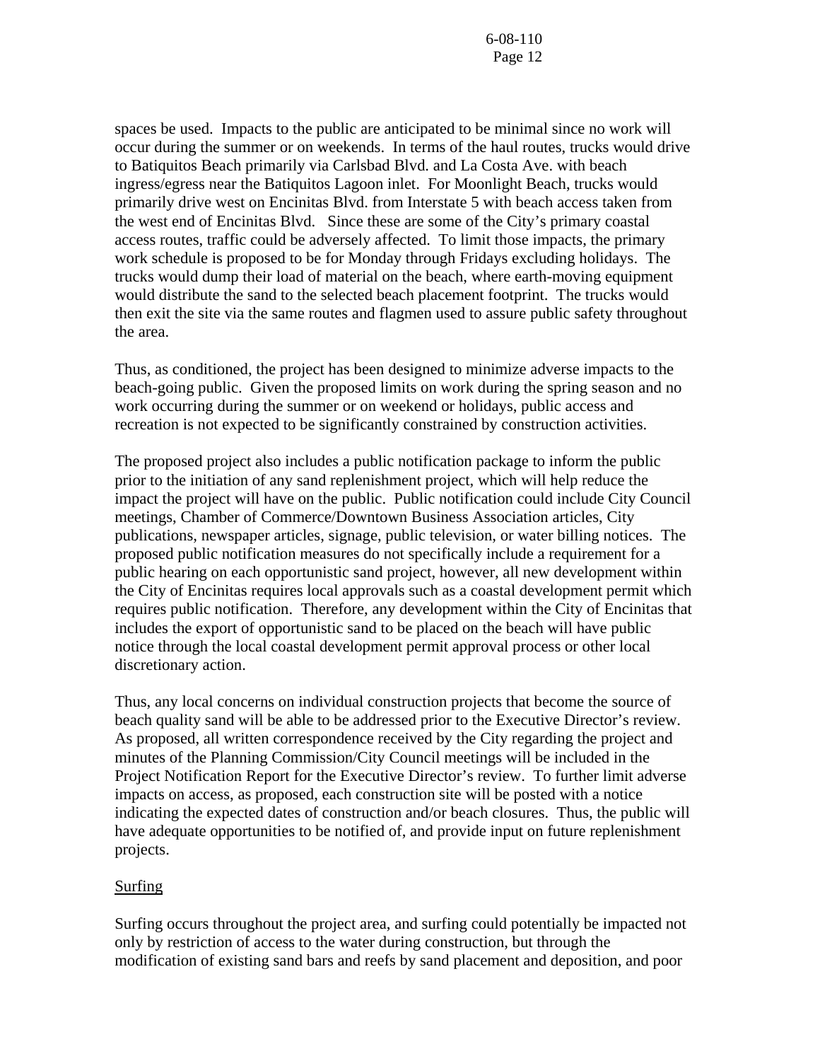spaces be used. Impacts to the public are anticipated to be minimal since no work will occur during the summer or on weekends. In terms of the haul routes, trucks would drive to Batiquitos Beach primarily via Carlsbad Blvd. and La Costa Ave. with beach ingress/egress near the Batiquitos Lagoon inlet. For Moonlight Beach, trucks would primarily drive west on Encinitas Blvd. from Interstate 5 with beach access taken from the west end of Encinitas Blvd. Since these are some of the City's primary coastal access routes, traffic could be adversely affected. To limit those impacts, the primary work schedule is proposed to be for Monday through Fridays excluding holidays. The trucks would dump their load of material on the beach, where earth-moving equipment would distribute the sand to the selected beach placement footprint. The trucks would then exit the site via the same routes and flagmen used to assure public safety throughout the area.

Thus, as conditioned, the project has been designed to minimize adverse impacts to the beach-going public. Given the proposed limits on work during the spring season and no work occurring during the summer or on weekend or holidays, public access and recreation is not expected to be significantly constrained by construction activities.

The proposed project also includes a public notification package to inform the public prior to the initiation of any sand replenishment project, which will help reduce the impact the project will have on the public. Public notification could include City Council meetings, Chamber of Commerce/Downtown Business Association articles, City publications, newspaper articles, signage, public television, or water billing notices. The proposed public notification measures do not specifically include a requirement for a public hearing on each opportunistic sand project, however, all new development within the City of Encinitas requires local approvals such as a coastal development permit which requires public notification. Therefore, any development within the City of Encinitas that includes the export of opportunistic sand to be placed on the beach will have public notice through the local coastal development permit approval process or other local discretionary action.

Thus, any local concerns on individual construction projects that become the source of beach quality sand will be able to be addressed prior to the Executive Director's review. As proposed, all written correspondence received by the City regarding the project and minutes of the Planning Commission/City Council meetings will be included in the Project Notification Report for the Executive Director's review. To further limit adverse impacts on access, as proposed, each construction site will be posted with a notice indicating the expected dates of construction and/or beach closures. Thus, the public will have adequate opportunities to be notified of, and provide input on future replenishment projects.

Surfing

Surfing occurs throughout the project area, and surfing could potentially be impacted not only by restriction of access to the water during construction, but through the modification of existing sand bars and reefs by sand placement and deposition, and poor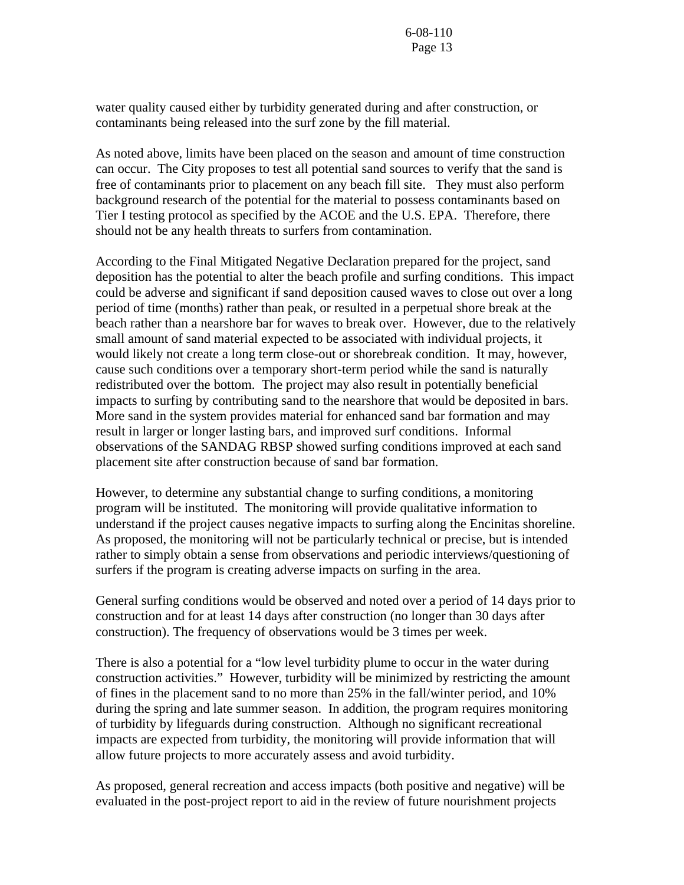water quality caused either by turbidity generated during and after construction, or contaminants being released into the surf zone by the fill material.

As noted above, limits have been placed on the season and amount of time construction can occur. The City proposes to test all potential sand sources to verify that the sand is free of contaminants prior to placement on any beach fill site. They must also perform background research of the potential for the material to possess contaminants based on Tier I testing protocol as specified by the ACOE and the U.S. EPA. Therefore, there should not be any health threats to surfers from contamination.

According to the Final Mitigated Negative Declaration prepared for the project, sand deposition has the potential to alter the beach profile and surfing conditions. This impact could be adverse and significant if sand deposition caused waves to close out over a long period of time (months) rather than peak, or resulted in a perpetual shore break at the beach rather than a nearshore bar for waves to break over. However, due to the relatively small amount of sand material expected to be associated with individual projects, it would likely not create a long term close-out or shorebreak condition. It may, however, cause such conditions over a temporary short-term period while the sand is naturally redistributed over the bottom. The project may also result in potentially beneficial impacts to surfing by contributing sand to the nearshore that would be deposited in bars. More sand in the system provides material for enhanced sand bar formation and may result in larger or longer lasting bars, and improved surf conditions. Informal observations of the SANDAG RBSP showed surfing conditions improved at each sand placement site after construction because of sand bar formation.

However, to determine any substantial change to surfing conditions, a monitoring program will be instituted. The monitoring will provide qualitative information to understand if the project causes negative impacts to surfing along the Encinitas shoreline. As proposed, the monitoring will not be particularly technical or precise, but is intended rather to simply obtain a sense from observations and periodic interviews/questioning of surfers if the program is creating adverse impacts on surfing in the area.

General surfing conditions would be observed and noted over a period of 14 days prior to construction and for at least 14 days after construction (no longer than 30 days after construction). The frequency of observations would be 3 times per week.

There is also a potential for a "low level turbidity plume to occur in the water during construction activities." However, turbidity will be minimized by restricting the amount of fines in the placement sand to no more than 25% in the fall/winter period, and 10% during the spring and late summer season. In addition, the program requires monitoring of turbidity by lifeguards during construction. Although no significant recreational impacts are expected from turbidity, the monitoring will provide information that will allow future projects to more accurately assess and avoid turbidity.

As proposed, general recreation and access impacts (both positive and negative) will be evaluated in the post-project report to aid in the review of future nourishment projects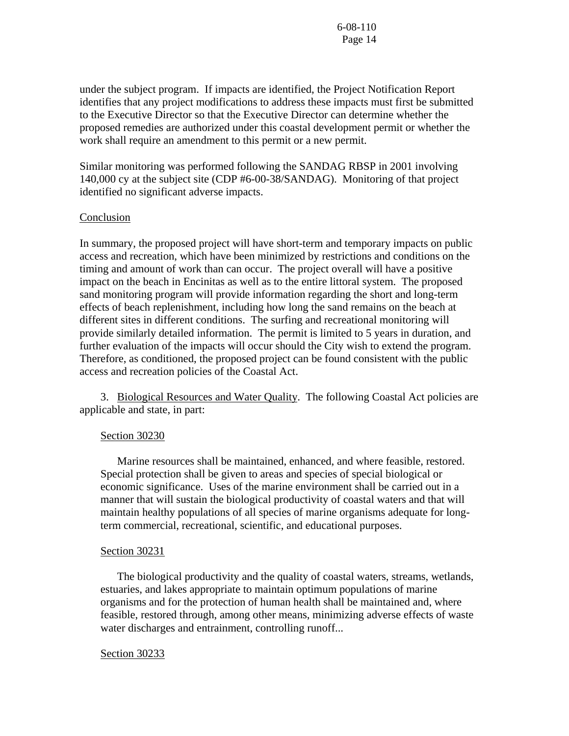under the subject program. If impacts are identified, the Project Notification Report identifies that any project modifications to address these impacts must first be submitted to the Executive Director so that the Executive Director can determine whether the proposed remedies are authorized under this coastal development permit or whether the work shall require an amendment to this permit or a new permit.

Similar monitoring was performed following the SANDAG RBSP in 2001 involving 140,000 cy at the subject site (CDP #6-00-38/SANDAG). Monitoring of that project identified no significant adverse impacts.

Conclusion

In summary, the proposed project will have short-term and temporary impacts on public access and recreation, which have been minimized by restrictions and conditions on the timing and amount of work than can occur. The project overall will have a positive impact on the beach in Encinitas as well as to the entire littoral system. The proposed sand monitoring program will provide information regarding the short and long-term effects of beach replenishment, including how long the sand remains on the beach at different sites in different conditions. The surfing and recreational monitoring will provide similarly detailed information. The permit is limited to 5 years in duration, and further evaluation of the impacts will occur should the City wish to extend the program. Therefore, as conditioned, the proposed project can be found consistent with the public access and recreation policies of the Coastal Act.

3. Biological Resources and Water Quality. The following Coastal Act policies are applicable and state, in part:

Section 30230

Marine resources shall be maintained, enhanced, and where feasible, restored. Special protection shall be given to areas and species of special biological or economic significance. Uses of the marine environment shall be carried out in a manner that will sustain the biological productivity of coastal waters and that will maintain healthy populations of all species of marine organisms adequate for long-term commercial, recreational, scientific, and educational purposes.

Section 30231

The biological productivity and the quality of coastal waters, streams, wetlands, estuaries, and lakes appropriate to maintain optimum populations of marine organisms and for the protection of human health shall be maintained and, where feasible, restored through, among other means, minimizing adverse effects of waste water discharges and entrainment, controlling runoff...

Section 30233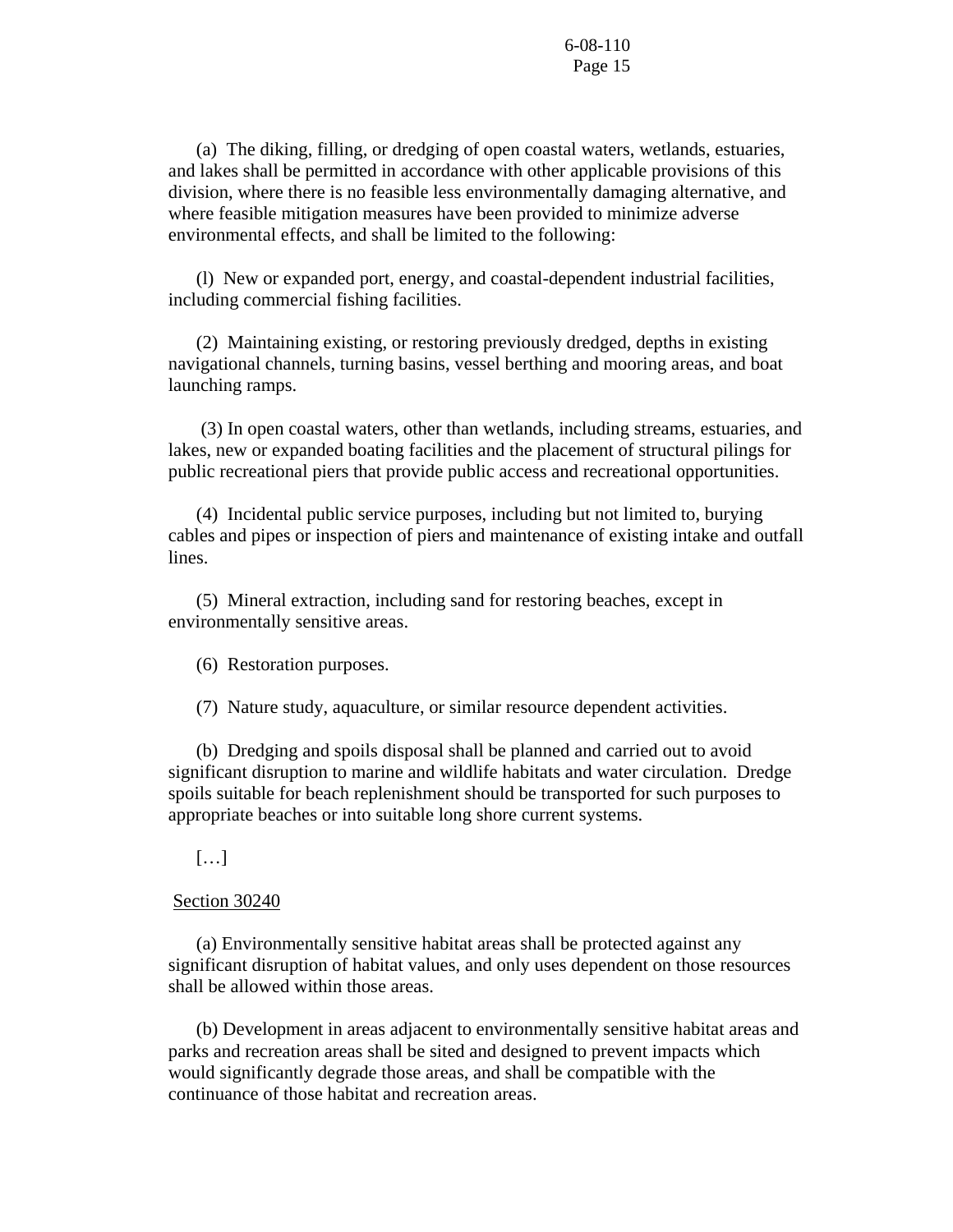(a) The diking, filling, or dredging of open coastal waters, wetlands, estuaries, and lakes shall be permitted in accordance with other applicable provisions of this division, where there is no feasible less environmentally damaging alternative, and where feasible mitigation measures have been provided to minimize adverse environmental effects, and shall be limited to the following:

(l) New or expanded port, energy, and coastal-dependent industrial facilities, including commercial fishing facilities.

(2) Maintaining existing, or restoring previously dredged, depths in existing navigational channels, turning basins, vessel berthing and mooring areas, and boat launching ramps.

(3) In open coastal waters, other than wetlands, including streams, estuaries, and lakes, new or expanded boating facilities and the placement of structural pilings for public recreational piers that provide public access and recreational opportunities.

(4) Incidental public service purposes, including but not limited to, burying cables and pipes or inspection of piers and maintenance of existing intake and outfall lines.

(5) Mineral extraction, including sand for restoring beaches, except in environmentally sensitive areas.

(6) Restoration purposes.

(7) Nature study, aquaculture, or similar resource dependent activities.

(b) Dredging and spoils disposal shall be planned and carried out to avoid significant disruption to marine and wildlife habitats and water circulation. Dredge spoils suitable for beach replenishment should be transported for such purposes to appropriate beaches or into suitable long shore current systems.

[…]

Section 30240

(a) Environmentally sensitive habitat areas shall be protected against any significant disruption of habitat values, and only uses dependent on those resources shall be allowed within those areas.

(b) Development in areas adjacent to environmentally sensitive habitat areas and parks and recreation areas shall be sited and designed to prevent impacts which would significantly degrade those areas, and shall be compatible with the continuance of those habitat and recreation areas.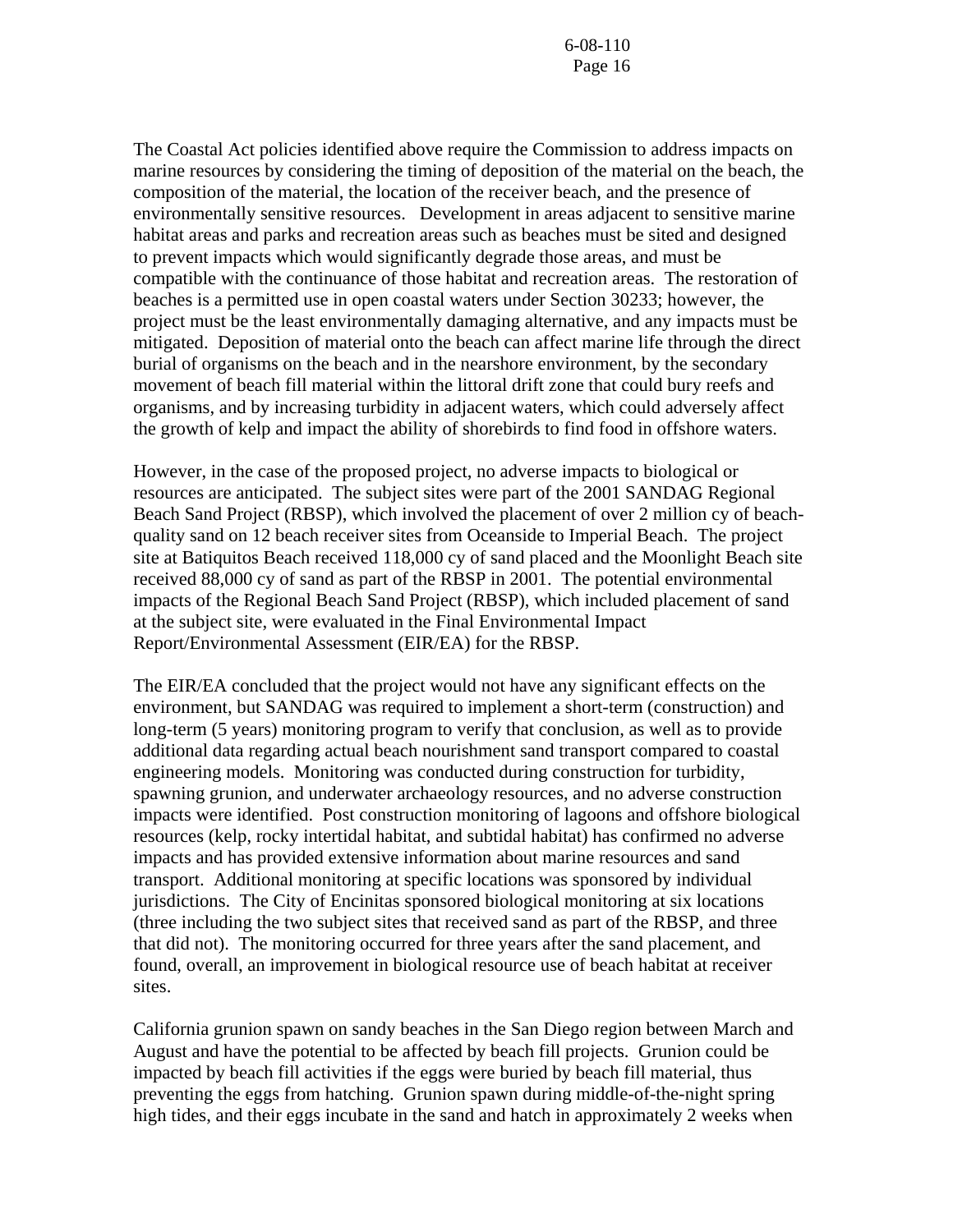The Coastal Act policies identified above require the Commission to address impacts on marine resources by considering the timing of deposition of the material on the beach, the composition of the material, the location of the receiver beach, and the presence of environmentally sensitive resources. Development in areas adjacent to sensitive marine habitat areas and parks and recreation areas such as beaches must be sited and designed to prevent impacts which would significantly degrade those areas, and must be compatible with the continuance of those habitat and recreation areas. The restoration of beaches is a permitted use in open coastal waters under Section 30233; however, the project must be the least environmentally damaging alternative, and any impacts must be mitigated. Deposition of material onto the beach can affect marine life through the direct burial of organisms on the beach and in the nearshore environment, by the secondary movement of beach fill material within the littoral drift zone that could bury reefs and organisms, and by increasing turbidity in adjacent waters, which could adversely affect the growth of kelp and impact the ability of shorebirds to find food in offshore waters.

However, in the case of the proposed project, no adverse impacts to biological or resources are anticipated. The subject sites were part of the 2001 SANDAG Regional Beach Sand Project (RBSP), which involved the placement of over 2 million cy of beach-quality sand on 12 beach receiver sites from Oceanside to Imperial Beach. The project site at Batiquitos Beach received 118,000 cy of sand placed and the Moonlight Beach site received 88,000 cy of sand as part of the RBSP in 2001. The potential environmental impacts of the Regional Beach Sand Project (RBSP), which included placement of sand at the subject site, were evaluated in the Final Environmental Impact Report/Environmental Assessment (EIR/EA) for the RBSP.

The EIR/EA concluded that the project would not have any significant effects on the environment, but SANDAG was required to implement a short-term (construction) and long-term (5 years) monitoring program to verify that conclusion, as well as to provide additional data regarding actual beach nourishment sand transport compared to coastal engineering models. Monitoring was conducted during construction for turbidity, spawning grunion, and underwater archaeology resources, and no adverse construction impacts were identified. Post construction monitoring of lagoons and offshore biological resources (kelp, rocky intertidal habitat, and subtidal habitat) has confirmed no adverse impacts and has provided extensive information about marine resources and sand transport. Additional monitoring at specific locations was sponsored by individual jurisdictions. The City of Encinitas sponsored biological monitoring at six locations (three including the two subject sites that received sand as part of the RBSP, and three that did not). The monitoring occurred for three years after the sand placement, and found, overall, an improvement in biological resource use of beach habitat at receiver sites.

California grunion spawn on sandy beaches in the San Diego region between March and August and have the potential to be affected by beach fill projects. Grunion could be impacted by beach fill activities if the eggs were buried by beach fill material, thus preventing the eggs from hatching. Grunion spawn during middle-of-the-night spring high tides, and their eggs incubate in the sand and hatch in approximately 2 weeks when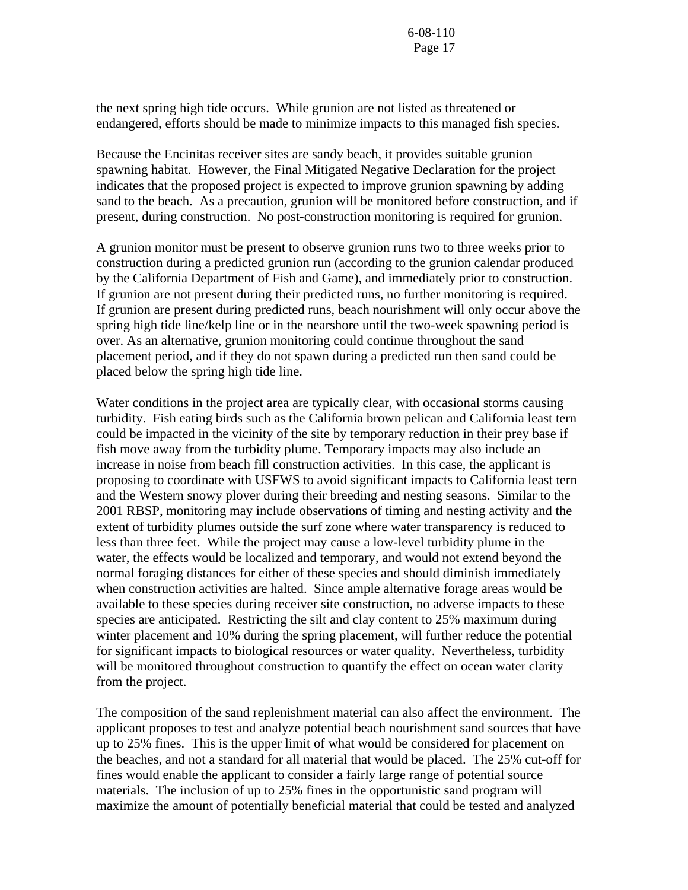the next spring high tide occurs. While grunion are not listed as threatened or endangered, efforts should be made to minimize impacts to this managed fish species.

Because the Encinitas receiver sites are sandy beach, it provides suitable grunion spawning habitat. However, the Final Mitigated Negative Declaration for the project indicates that the proposed project is expected to improve grunion spawning by adding sand to the beach. As a precaution, grunion will be monitored before construction, and if present, during construction. No post-construction monitoring is required for grunion.

A grunion monitor must be present to observe grunion runs two to three weeks prior to construction during a predicted grunion run (according to the grunion calendar produced by the California Department of Fish and Game), and immediately prior to construction. If grunion are not present during their predicted runs, no further monitoring is required. If grunion are present during predicted runs, beach nourishment will only occur above the spring high tide line/kelp line or in the nearshore until the two-week spawning period is over. As an alternative, grunion monitoring could continue throughout the sand placement period, and if they do not spawn during a predicted run then sand could be placed below the spring high tide line.

Water conditions in the project area are typically clear, with occasional storms causing turbidity. Fish eating birds such as the California brown pelican and California least tern could be impacted in the vicinity of the site by temporary reduction in their prey base if fish move away from the turbidity plume. Temporary impacts may also include an increase in noise from beach fill construction activities. In this case, the applicant is proposing to coordinate with USFWS to avoid significant impacts to California least tern and the Western snowy plover during their breeding and nesting seasons. Similar to the 2001 RBSP, monitoring may include observations of timing and nesting activity and the extent of turbidity plumes outside the surf zone where water transparency is reduced to less than three feet. While the project may cause a low-level turbidity plume in the water, the effects would be localized and temporary, and would not extend beyond the normal foraging distances for either of these species and should diminish immediately when construction activities are halted. Since ample alternative forage areas would be available to these species during receiver site construction, no adverse impacts to these species are anticipated. Restricting the silt and clay content to 25% maximum during winter placement and 10% during the spring placement, will further reduce the potential for significant impacts to biological resources or water quality. Nevertheless, turbidity will be monitored throughout construction to quantify the effect on ocean water clarity from the project.

The composition of the sand replenishment material can also affect the environment. The applicant proposes to test and analyze potential beach nourishment sand sources that have up to 25% fines. This is the upper limit of what would be considered for placement on the beaches, and not a standard for all material that would be placed. The 25% cut-off for fines would enable the applicant to consider a fairly large range of potential source materials. The inclusion of up to 25% fines in the opportunistic sand program will maximize the amount of potentially beneficial material that could be tested and analyzed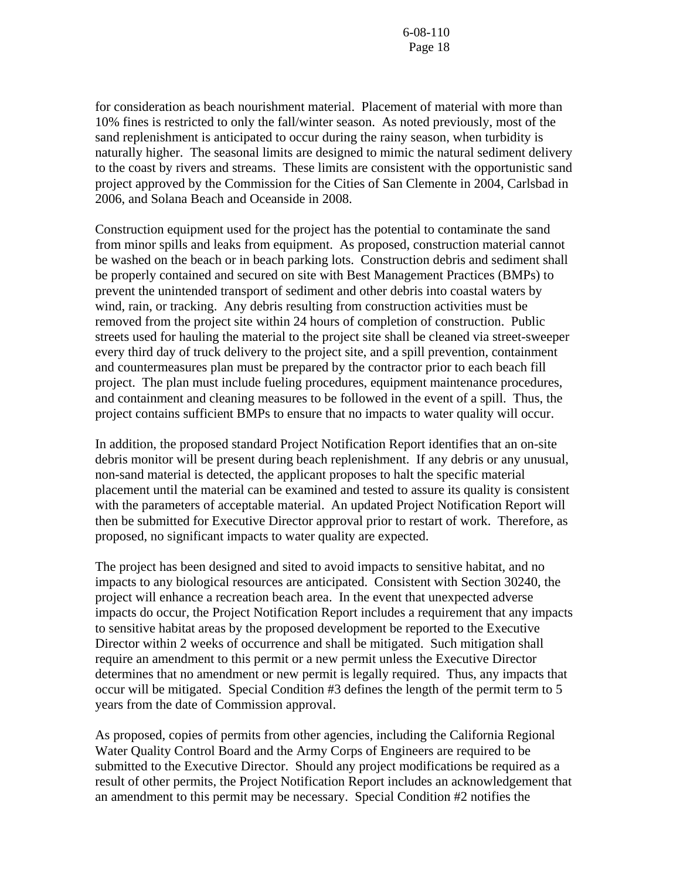for consideration as beach nourishment material. Placement of material with more than 10% fines is restricted to only the fall/winter season. As noted previously, most of the sand replenishment is anticipated to occur during the rainy season, when turbidity is naturally higher. The seasonal limits are designed to mimic the natural sediment delivery to the coast by rivers and streams. These limits are consistent with the opportunistic sand project approved by the Commission for the Cities of San Clemente in 2004, Carlsbad in 2006, and Solana Beach and Oceanside in 2008.

Construction equipment used for the project has the potential to contaminate the sand from minor spills and leaks from equipment. As proposed, construction material cannot be washed on the beach or in beach parking lots. Construction debris and sediment shall be properly contained and secured on site with Best Management Practices (BMPs) to prevent the unintended transport of sediment and other debris into coastal waters by wind, rain, or tracking. Any debris resulting from construction activities must be removed from the project site within 24 hours of completion of construction. Public streets used for hauling the material to the project site shall be cleaned via street-sweeper every third day of truck delivery to the project site, and a spill prevention, containment and countermeasures plan must be prepared by the contractor prior to each beach fill project. The plan must include fueling procedures, equipment maintenance procedures, and containment and cleaning measures to be followed in the event of a spill. Thus, the project contains sufficient BMPs to ensure that no impacts to water quality will occur.

In addition, the proposed standard Project Notification Report identifies that an on-site debris monitor will be present during beach replenishment. If any debris or any unusual, non-sand material is detected, the applicant proposes to halt the specific material placement until the material can be examined and tested to assure its quality is consistent with the parameters of acceptable material. An updated Project Notification Report will then be submitted for Executive Director approval prior to restart of work. Therefore, as proposed, no significant impacts to water quality are expected.

The project has been designed and sited to avoid impacts to sensitive habitat, and no impacts to any biological resources are anticipated. Consistent with Section 30240, the project will enhance a recreation beach area. In the event that unexpected adverse impacts do occur, the Project Notification Report includes a requirement that any impacts to sensitive habitat areas by the proposed development be reported to the Executive Director within 2 weeks of occurrence and shall be mitigated. Such mitigation shall require an amendment to this permit or a new permit unless the Executive Director determines that no amendment or new permit is legally required. Thus, any impacts that occur will be mitigated. Special Condition #3 defines the length of the permit term to 5 years from the date of Commission approval.

As proposed, copies of permits from other agencies, including the California Regional Water Quality Control Board and the Army Corps of Engineers are required to be submitted to the Executive Director. Should any project modifications be required as a result of other permits, the Project Notification Report includes an acknowledgement that an amendment to this permit may be necessary. Special Condition #2 notifies the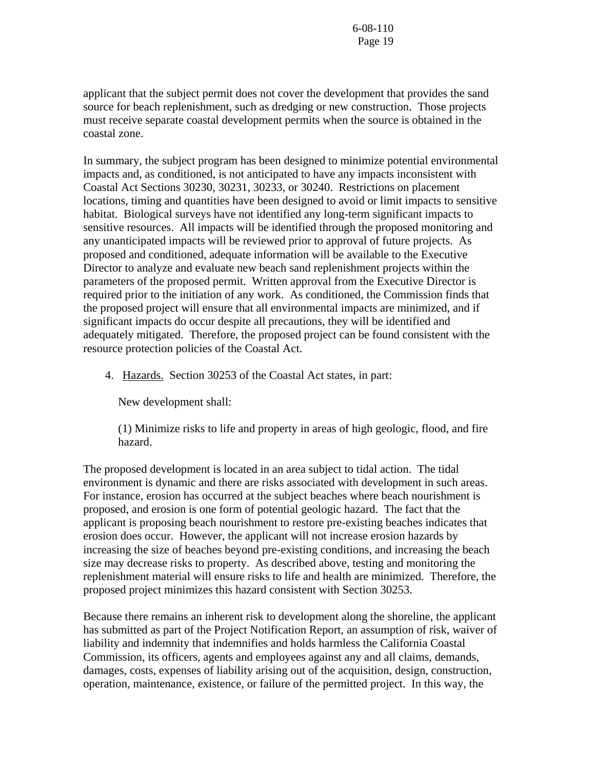applicant that the subject permit does not cover the development that provides the sand source for beach replenishment, such as dredging or new construction. Those projects must receive separate coastal development permits when the source is obtained in the coastal zone.

In summary, the subject program has been designed to minimize potential environmental impacts and, as conditioned, is not anticipated to have any impacts inconsistent with Coastal Act Sections 30230, 30231, 30233, or 30240. Restrictions on placement locations, timing and quantities have been designed to avoid or limit impacts to sensitive habitat. Biological surveys have not identified any long-term significant impacts to sensitive resources. All impacts will be identified through the proposed monitoring and any unanticipated impacts will be reviewed prior to approval of future projects. As proposed and conditioned, adequate information will be available to the Executive Director to analyze and evaluate new beach sand replenishment projects within the parameters of the proposed permit. Written approval from the Executive Director is required prior to the initiation of any work. As conditioned, the Commission finds that the proposed project will ensure that all environmental impacts are minimized, and if significant impacts do occur despite all precautions, they will be identified and adequately mitigated. Therefore, the proposed project can be found consistent with the resource protection policies of the Coastal Act.

4. Hazards. Section 30253 of the Coastal Act states, in part:

> New development shall:
>
> (1) Minimize risks to life and property in areas of high geologic, flood, and fire hazard.

The proposed development is located in an area subject to tidal action. The tidal environment is dynamic and there are risks associated with development in such areas. For instance, erosion has occurred at the subject beaches where beach nourishment is proposed, and erosion is one form of potential geologic hazard. The fact that the applicant is proposing beach nourishment to restore pre-existing beaches indicates that erosion does occur. However, the applicant will not increase erosion hazards by increasing the size of beaches beyond pre-existing conditions, and increasing the beach size may decrease risks to property. As described above, testing and monitoring the replenishment material will ensure risks to life and health are minimized. Therefore, the proposed project minimizes this hazard consistent with Section 30253.

Because there remains an inherent risk to development along the shoreline, the applicant has submitted as part of the Project Notification Report, an assumption of risk, waiver of liability and indemnity that indemnifies and holds harmless the California Coastal Commission, its officers, agents and employees against any and all claims, demands, damages, costs, expenses of liability arising out of the acquisition, design, construction, operation, maintenance, existence, or failure of the permitted project. In this way, the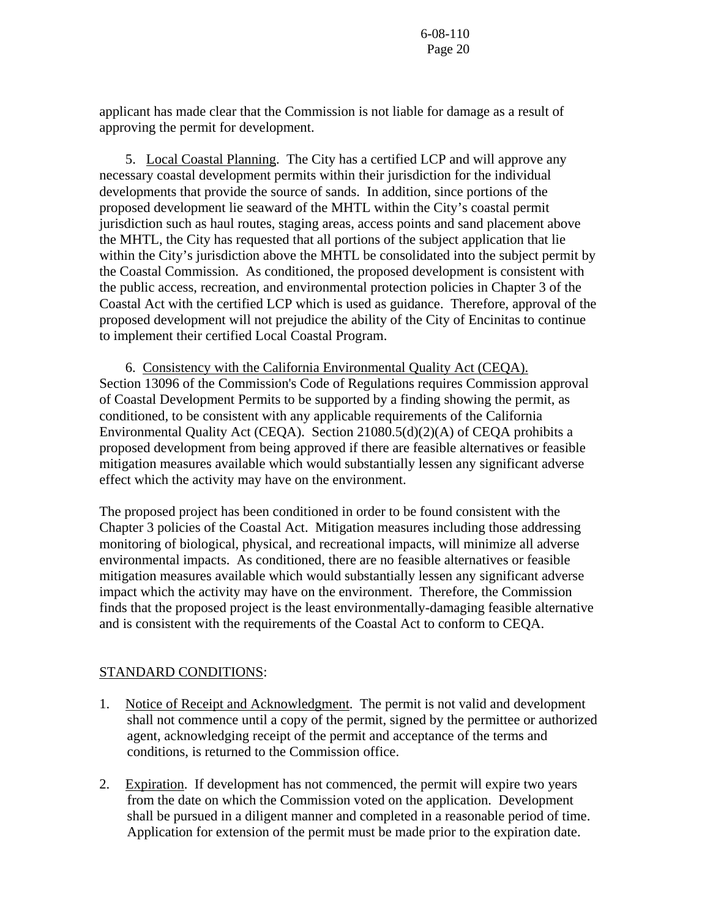applicant has made clear that the Commission is not liable for damage as a result of approving the permit for development.

5. Local Coastal Planning. The City has a certified LCP and will approve any necessary coastal development permits within their jurisdiction for the individual developments that provide the source of sands. In addition, since portions of the proposed development lie seaward of the MHTL within the City's coastal permit jurisdiction such as haul routes, staging areas, access points and sand placement above the MHTL, the City has requested that all portions of the subject application that lie within the City's jurisdiction above the MHTL be consolidated into the subject permit by the Coastal Commission. As conditioned, the proposed development is consistent with the public access, recreation, and environmental protection policies in Chapter 3 of the Coastal Act with the certified LCP which is used as guidance. Therefore, approval of the proposed development will not prejudice the ability of the City of Encinitas to continue to implement their certified Local Coastal Program.

6. Consistency with the California Environmental Quality Act (CEQA). Section 13096 of the Commission's Code of Regulations requires Commission approval of Coastal Development Permits to be supported by a finding showing the permit, as conditioned, to be consistent with any applicable requirements of the California Environmental Quality Act (CEQA). Section 21080.5(d)(2)(A) of CEQA prohibits a proposed development from being approved if there are feasible alternatives or feasible mitigation measures available which would substantially lessen any significant adverse effect which the activity may have on the environment.

The proposed project has been conditioned in order to be found consistent with the Chapter 3 policies of the Coastal Act. Mitigation measures including those addressing monitoring of biological, physical, and recreational impacts, will minimize all adverse environmental impacts. As conditioned, there are no feasible alternatives or feasible mitigation measures available which would substantially lessen any significant adverse impact which the activity may have on the environment. Therefore, the Commission finds that the proposed project is the least environmentally-damaging feasible alternative and is consistent with the requirements of the Coastal Act to conform to CEQA.

STANDARD CONDITIONS:

1. Notice of Receipt and Acknowledgment. The permit is not valid and development shall not commence until a copy of the permit, signed by the permittee or authorized agent, acknowledging receipt of the permit and acceptance of the terms and conditions, is returned to the Commission office.

2. Expiration. If development has not commenced, the permit will expire two years from the date on which the Commission voted on the application. Development shall be pursued in a diligent manner and completed in a reasonable period of time. Application for extension of the permit must be made prior to the expiration date.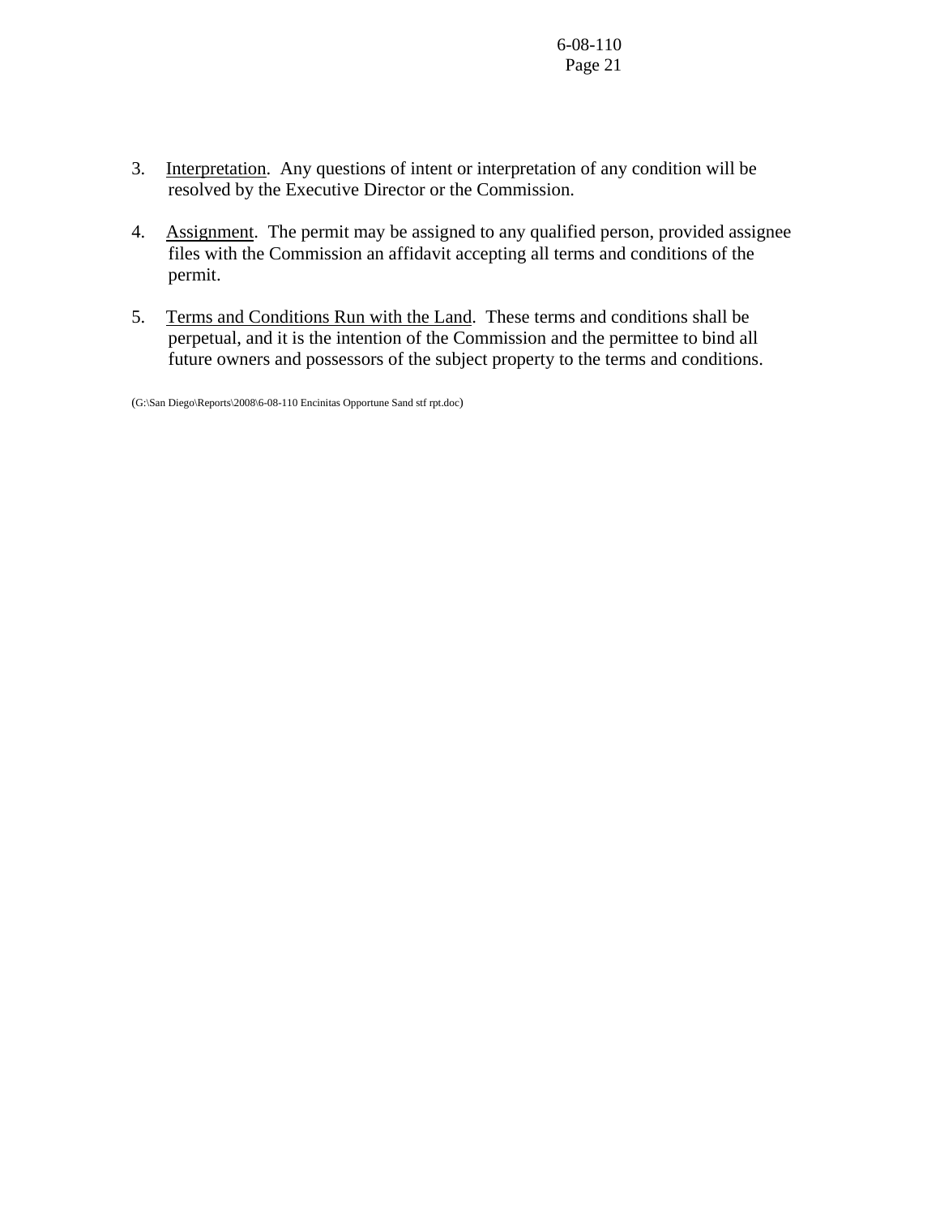3. Interpretation. Any questions of intent or interpretation of any condition will be resolved by the Executive Director or the Commission.

4. Assignment. The permit may be assigned to any qualified person, provided assignee files with the Commission an affidavit accepting all terms and conditions of the permit.

5. Terms and Conditions Run with the Land. These terms and conditions shall be perpetual, and it is the intention of the Commission and the permittee to bind all future owners and possessors of the subject property to the terms and conditions.

(G:\San Diego\Reports\2008\6-08-110 Encinitas Opportune Sand stf rpt.doc)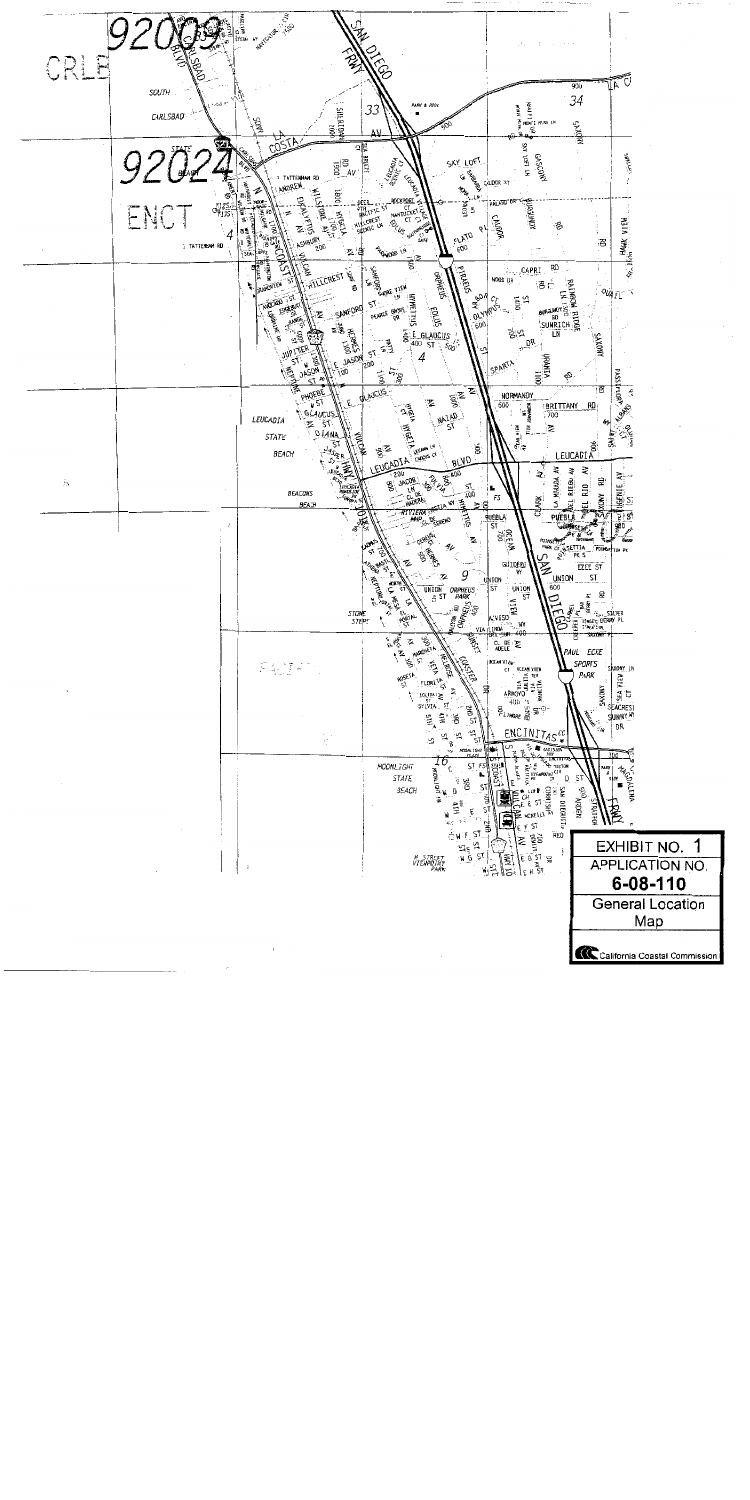EXHIBIT NO. 1

APPLICATION NO.

**6-08-110**

General Location Map

California Coastal Commission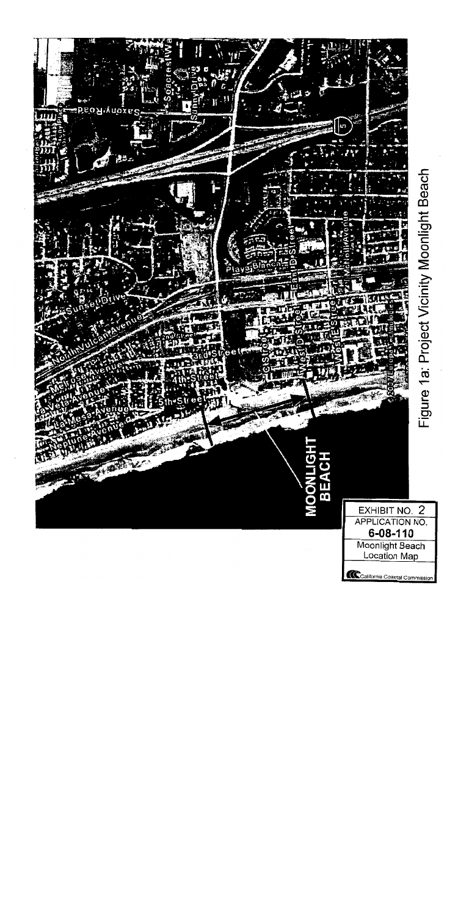Figure 1a: Project Vicinity Moonlight Beach

EXHIBIT NO. 2

APPLICATION NO.

**6-08-110**

Moonlight Beach Location Map

California Coastal Commission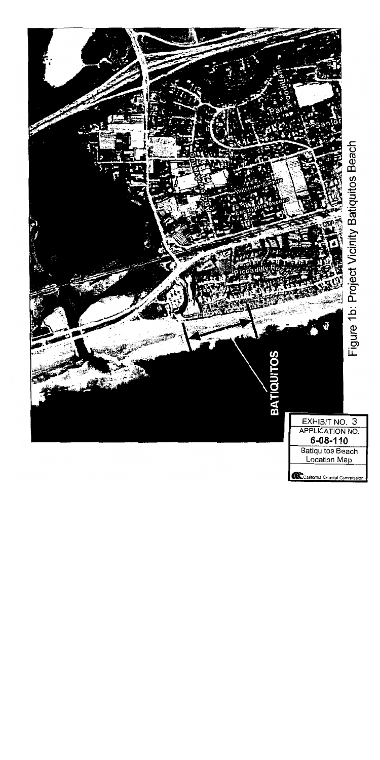Figure 1b: Project Vicinity Batiquitos Beach

EXHIBIT NO. 3
APPLICATION NO.
**6-08-110**
Batiquitos Beach Location Map

California Coastal Commission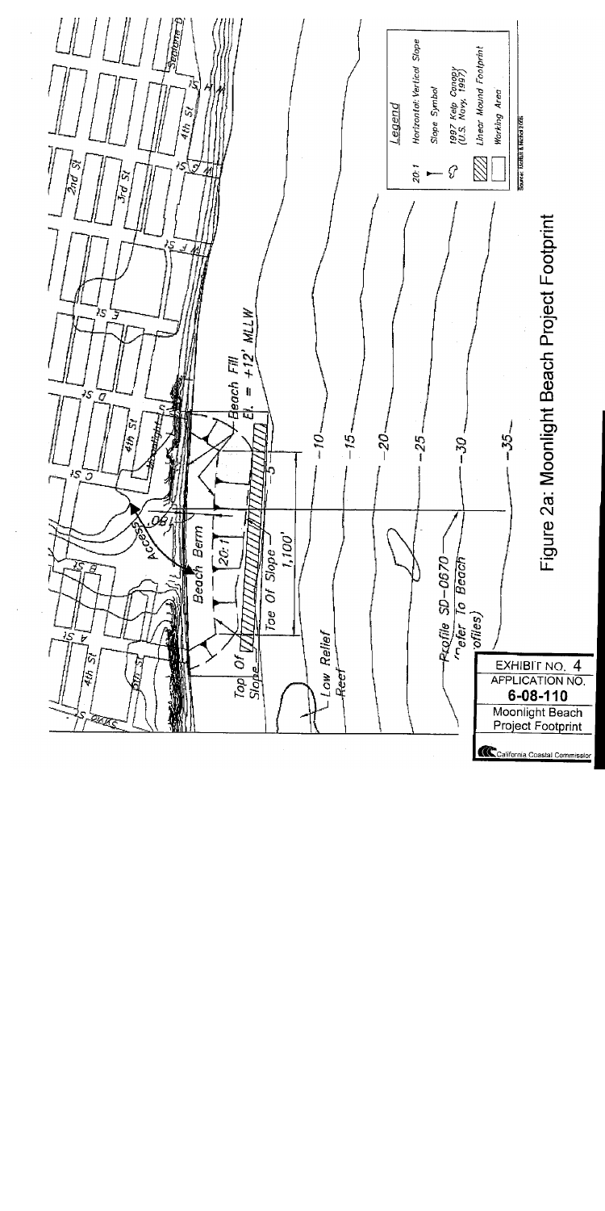Figure 2a: Moonlight Beach Project Footprint

EXHIBIT NO. 4
APPLICATION NO.
**6-08-110**
Moonlight Beach
Project Footprint
California Coastal Commission

**Legend**

| Symbol | Description |
| --- | --- |
| 20:1 | Horizontal: Vertical Slope |
| | Slope Symbol |
| | 1997 Kelp Canopy (U.S. Navy, 1997) |
| | Linear Mound Footprint |
| | Working Area |

Beach Fill El. = +12' MLLW

Beach Berm

Top Of Slope

Toe Of Slope

1,100'

Access

Low Relief Reef

Profile SD-0670 (refer To Beach Profiles)

-5, -10, -15, -20, -25, -30, -35

2nd St, 3rd St, 4th St, 5th St, Moonlight, Seaforth, Cornish, B St, C St, D St, E St, F St, G St, H St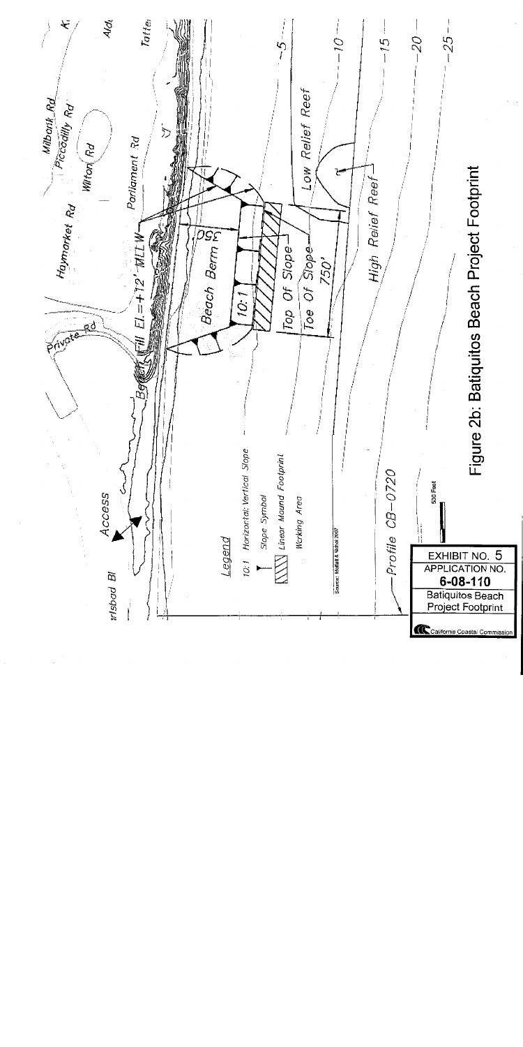Figure 2b: Batiquitos Beach Project Footprint

Legend

10:1 Horizontal:Vertical Slope

Slope Symbol

Linear Mound Footprint

Working Area

Source: Moffatt & Nichol 2007

Profile CB-0720

500 Feet

Access

Beach Fill El.=+12' MLLW

Beach Berm

350'

10:1

Top Of Slope

Toe Of Slope

750'

Low Relief Reef

High Relief Reef

Carlsbad Bl

Private Rd

Haymarket Rd

Parliament Rd

Wilton Rd

Milbank Rd

Piccadilly Rd

-5

-10

-15

-20

-25

EXHIBIT NO. 5

APPLICATION NO.

**6-08-110**

Batiquitos Beach Project Footprint

California Coastal Commission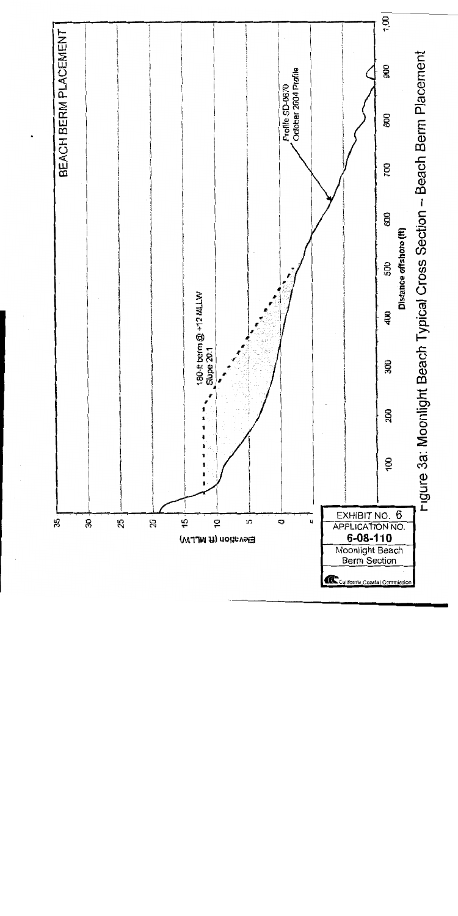BEACH BERM PLACEMENT

180-ft berm @ +12 MLLW
Slope 20:1

Profile SD-0670
October 2004 Profile

Elevation (ft MLLW)

35
30
25
20
15
10
5
0

100 200 300 400 500 600 700 800 900 1,00

Distance offshore (ft)

Figure 3a: Moonlight Beach Typical Cross Section – Beach Berm Placement

EXHIBIT NO. 6
APPLICATION NO.
**6-08-110**
Moonlight Beach
Berm Section
California Coastal Commission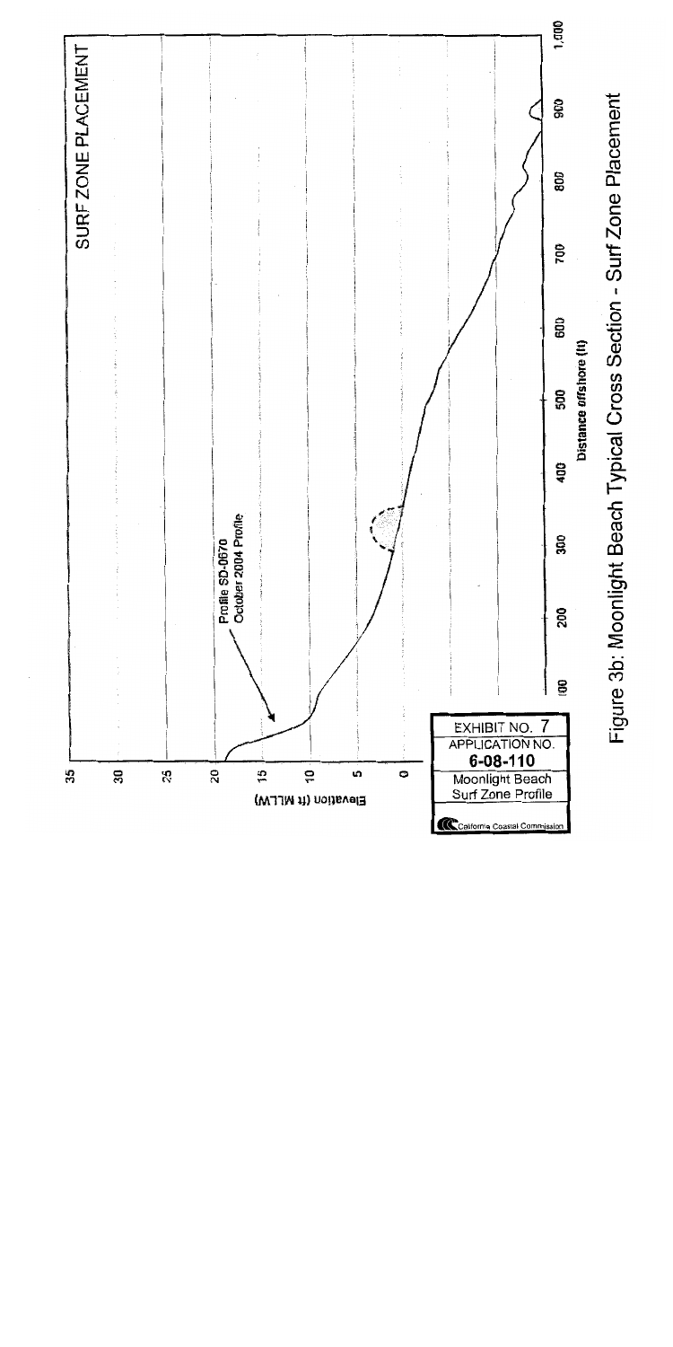SURF ZONE PLACEMENT

Profile SD-0670
October 2004 Profile

Elevation (ft MLLW)

35
30
25
20
15
10
5
0

100
200
300
400
500
600
700
800
900
1,000

Distance offshore (ft)

EXHIBIT NO. 7
APPLICATION NO.
**6-08-110**
Moonlight Beach
Surf Zone Profile

California Coastal Commission

Figure 3b: Moonlight Beach Typical Cross Section - Surf Zone Placement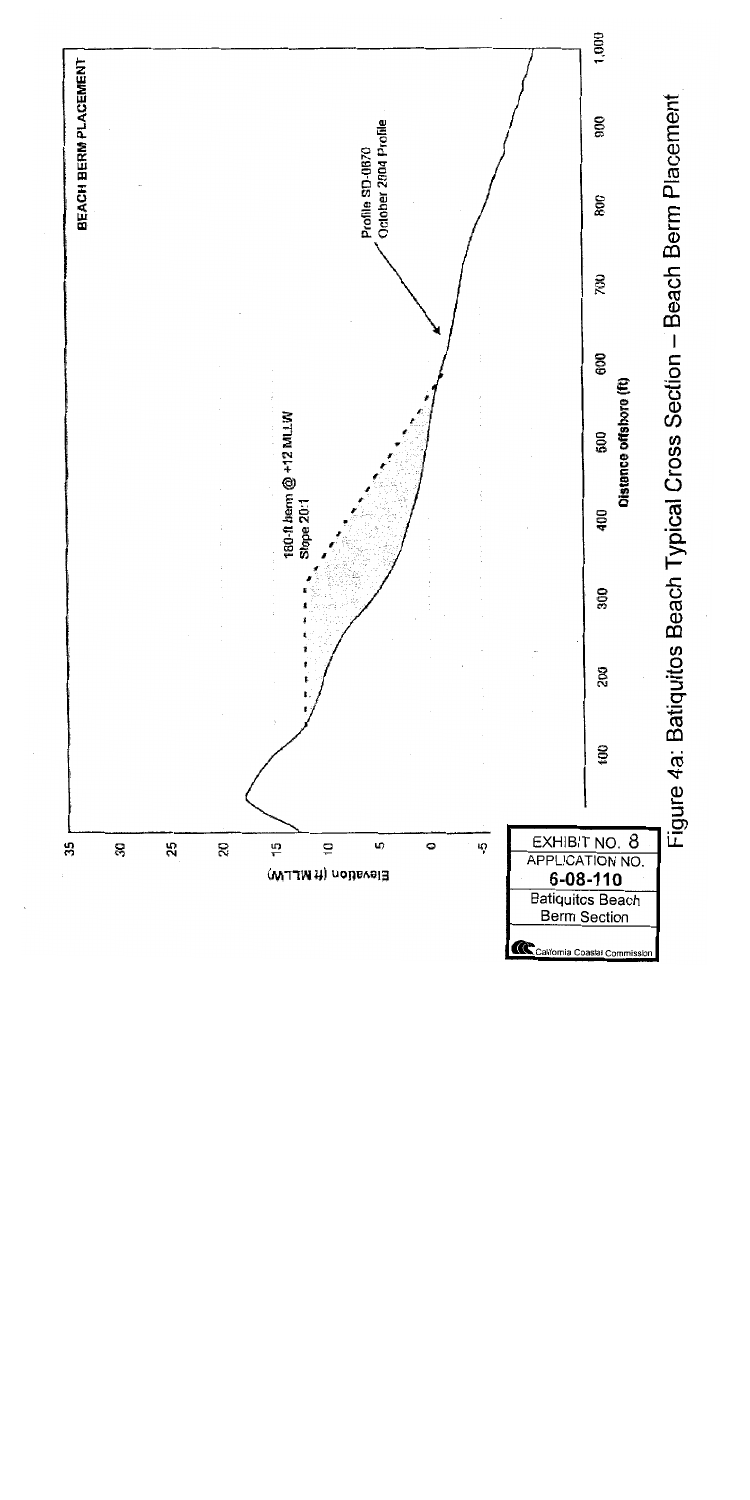BEACH BERM PLACEMENT

180-ft berm @ +12 MLLW
Slope 20:1

Profile SD-0670
October 2004 Profile

Elevation (ft MLLW)

35
30
25
20
15
10
5
0
-5

100
200
300
400
500
600
700
800
900
1,000

Distance offshore (ft)

EXHIBIT NO. 8
APPLICATION NO.
**6-08-110**
Batiquitos Beach
Berm Section
California Coastal Commission

Figure 4a: Batiquitos Beach Typical Cross Section – Beach Berm Placement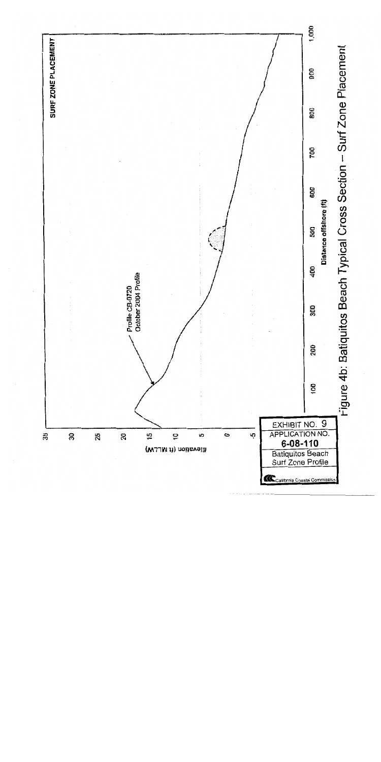SURF ZONE PLACEMENT

Profile CB-0720
October 2004 Profile

Elevation (ft MLLW)

35
30
25
20
15
10
5
0
-5

100 200 300 400 500 600 700 800 900 1,000

Distance offshore (ft)

Figure 4b: Batiquitos Beach Typical Cross Section – Surf Zone Placement

EXHIBIT NO. 9
APPLICATION NO.
**6-08-110**
Batiquitos Beach
Surf Zone Profile
California Coastal Commission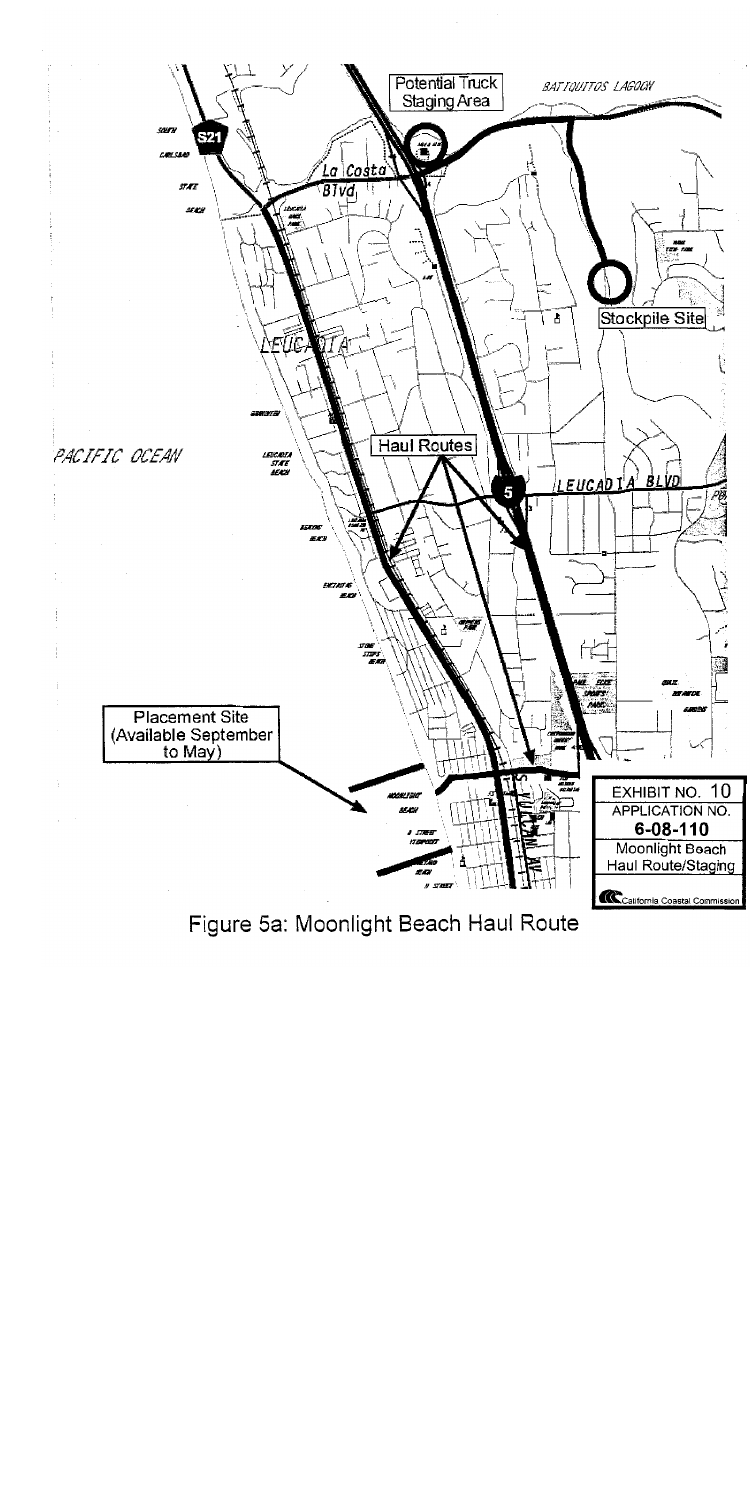Potential Truck Staging Area

BATIQUITOS LAGOON

La Costa Blvd

Stockpile Site

LEUCADIA

PACIFIC OCEAN

Haul Routes

LEUCADIA BLVD

Placement Site (Available September to May)

EXHIBIT NO. 10
APPLICATION NO.
6-08-110
Moonlight Beach Haul Route/Staging

California Coastal Commission

Figure 5a: Moonlight Beach Haul Route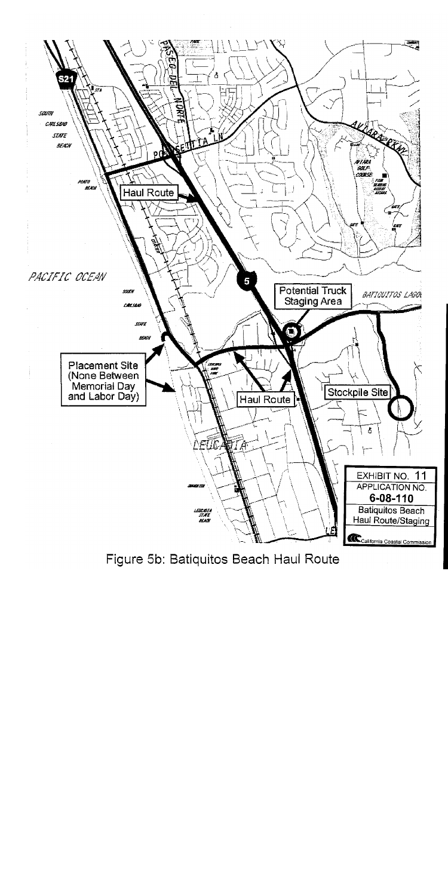PACIFIC OCEAN

Haul Route

Potential Truck Staging Area

BATIQUITOS LAGOON

Placement Site (None Between Memorial Day and Labor Day)

Haul Route

Stockpile Site

LEUCADIA

EXHIBIT NO. 11

APPLICATION NO. **6-08-110**

Batiquitos Beach Haul Route/Staging

California Coastal Commission

Figure 5b: Batiquitos Beach Haul Route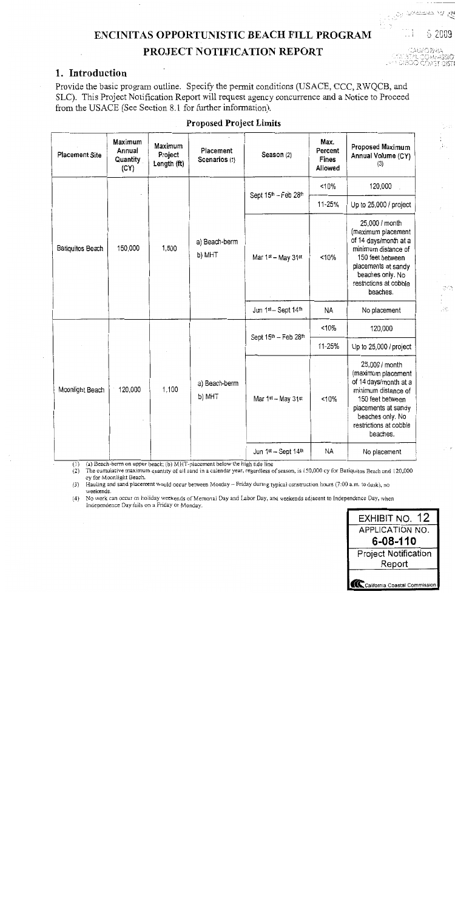# ENCINITAS OPPORTUNISTIC BEACH FILL PROGRAM

# PROJECT NOTIFICATION REPORT

## 1. Introduction

Provide the basic program outline. Specify the permit conditions (USACE, CCC, RWQCB, and SLC). This Project Notification Report will request agency concurrence and a Notice to Proceed from the USACE (See Section 8.1 for further information).

**Proposed Project Limits**

| Placement Site | Maximum Annual Quantity (CY) | Maximum Project Length (ft) | Placement Scenarios (1) | Season (2) | Max. Percent Fines Allowed | Proposed Maximum Annual Volume (CY) (3) |
|---|---|---|---|---|---|---|
| Batiquitos Beach | 150,000 | 1,500 | a) Beach-berm b) MHT | Sept 15th – Feb 28th | <10% | 120,000 |
| | | | | | 11-25% | Up to 25,000 / project |
| | | | | Mar 1st – May 31st | <10% | 25,000 / month (maximum placement of 14 days/month at a minimum distance of 150 feet between placements at sandy beaches only. No restrictions at cobble beaches. |
| | | | | Jun 1st – Sept 14th | NA | No placement |
| Moonlight Beach | 120,000 | 1,100 | a) Beach-berm b) MHT | Sept 15th – Feb 28th | <10% | 120,000 |
| | | | | | 11-25% | Up to 25,000 / project |
| | | | | Mar 1st – May 31st | <10% | 25,000 / month (maximum placement of 14 days/month at a minimum distance of 150 feet between placements at sandy beaches only. No restrictions at cobble beaches. |
| | | | | Jun 1st – Sept 14th | NA | No placement |

(1) (a) Beach-berm on upper beach; (b) MHT-placement below the high tide line

(2) The cumulative maximum quantity of all sand in a calendar year, regardless of season, is 150,000 cy for Batiquitos Beach and 120,000 cy for Moonlight Beach.

(3) Hauling and sand placement would occur between Monday – Friday during typical construction hours (7:00 a.m. to dusk), no weekends.

(4) No work can occur on holiday weekends of Memorial Day and Labor Day, and weekends adjacent to Independence Day, when Independence Day falls on a Friday or Monday.

EXHIBIT NO. 12
APPLICATION NO.
6-08-110
Project Notification Report
California Coastal Commission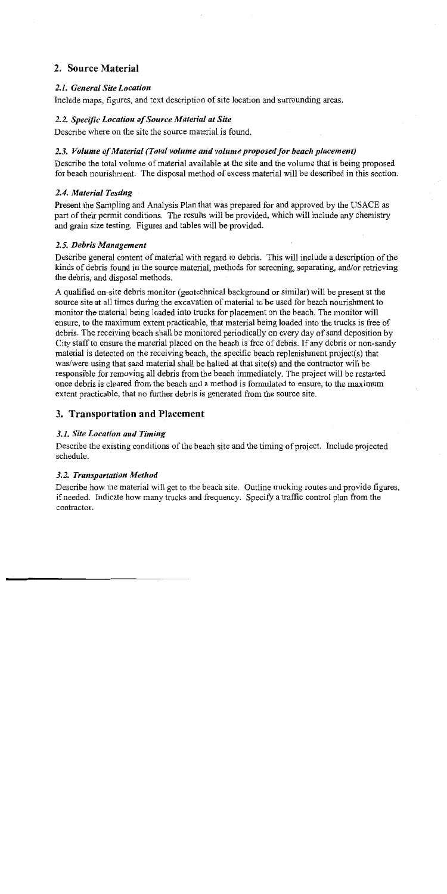## 2. Source Material

### *2.1. General Site Location*

Include maps, figures, and text description of site location and surrounding areas.

### *2.2. Specific Location of Source Material at Site*

Describe where on the site the source material is found.

### *2.3. Volume of Material (Total volume and volume proposed for beach placement)*

Describe the total volume of material available at the site and the volume that is being proposed for beach nourishment. The disposal method of excess material will be described in this section.

### *2.4. Material Testing*

Present the Sampling and Analysis Plan that was prepared for and approved by the USACE as part of their permit conditions. The results will be provided, which will include any chemistry and grain size testing. Figures and tables will be provided.

### *2.5. Debris Management*

Describe general content of material with regard to debris. This will include a description of the kinds of debris found in the source material, methods for screening, separating, and/or retrieving the debris, and disposal methods.

A qualified on-site debris monitor (geotechnical background or similar) will be present at the source site at all times during the excavation of material to be used for beach nourishment to monitor the material being loaded into trucks for placement on the beach. The monitor will ensure, to the maximum extent practicable, that material being loaded into the trucks is free of debris. The receiving beach shall be monitored periodically on every day of sand deposition by City staff to ensure the material placed on the beach is free of debris. If any debris or non-sandy material is detected on the receiving beach, the specific beach replenishment project(s) that was/were using that sand material shall be halted at that site(s) and the contractor will be responsible for removing all debris from the beach immediately. The project will be restarted once debris is cleared from the beach and a method is formulated to ensure, to the maximum extent practicable, that no further debris is generated from the source site.

## 3. Transportation and Placement

### *3.1. Site Location and Timing*

Describe the existing conditions of the beach site and the timing of project. Include projected schedule.

### *3.2. Transportation Method*

Describe how the material will get to the beach site. Outline trucking routes and provide figures, if needed. Indicate how many trucks and frequency. Specify a traffic control plan from the contractor.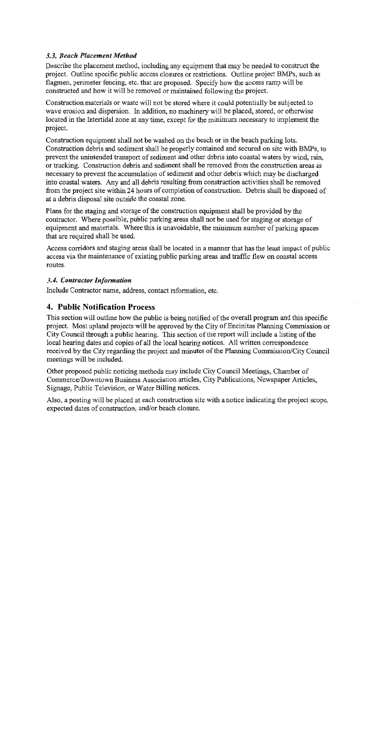### *3.3. Beach Placement Method*

Describe the placement method, including any equipment that may be needed to construct the project. Outline specific public access closures or restrictions. Outline project BMPs, such as flagmen, perimeter fencing, etc. that are proposed. Specify how the access ramp will be constructed and how it will be removed or maintained following the project.

Construction materials or waste will not be stored where it could potentially be subjected to wave erosion and dispersion. In addition, no machinery will be placed, stored, or otherwise located in the Intertidal zone at any time, except for the minimum necessary to implement the project.

Construction equipment shall not be washed on the beach or in the beach parking lots. Construction debris and sediment shall be properly contained and secured on site with BMPs, to prevent the unintended transport of sediment and other debris into coastal waters by wind, rain, or tracking. Construction debris and sediment shall be removed from the construction areas as necessary to prevent the accumulation of sediment and other debris which may be discharged into coastal waters. Any and all debris resulting from construction activities shall be removed from the project site within 24 hours of completion of construction. Debris shall be disposed of at a debris disposal site outside the coastal zone.

Plans for the staging and storage of the construction equipment shall be provided by the contractor. Where possible, public parking areas shall not be used for staging or storage of equipment and materials. Where this is unavoidable, the minimum number of parking spaces that are required shall be used.

Access corridors and staging areas shall be located in a manner that has the least impact of public access via the maintenance of existing public parking areas and traffic flow on coastal access routes.

### *3.4. Contractor Information*

Include Contractor name, address, contact information, etc.

## 4. Public Notification Process

This section will outline how the public is being notified of the overall program and this specific project. Most upland projects will be approved by the City of Encinitas Planning Commission or City Council through a public hearing. This section of the report will include a listing of the local hearing dates and copies of all the local hearing notices. All written correspondence received by the City regarding the project and minutes of the Planning Commission/City Council meetings will be included.

Other proposed public noticing methods may include City Council Meetings, Chamber of Commerce/Downtown Business Association articles, City Publications, Newspaper Articles, Signage, Public Television, or Water Billing notices.

Also, a posting will be placed at each construction site with a notice indicating the project scope, expected dates of construction, and/or beach closure.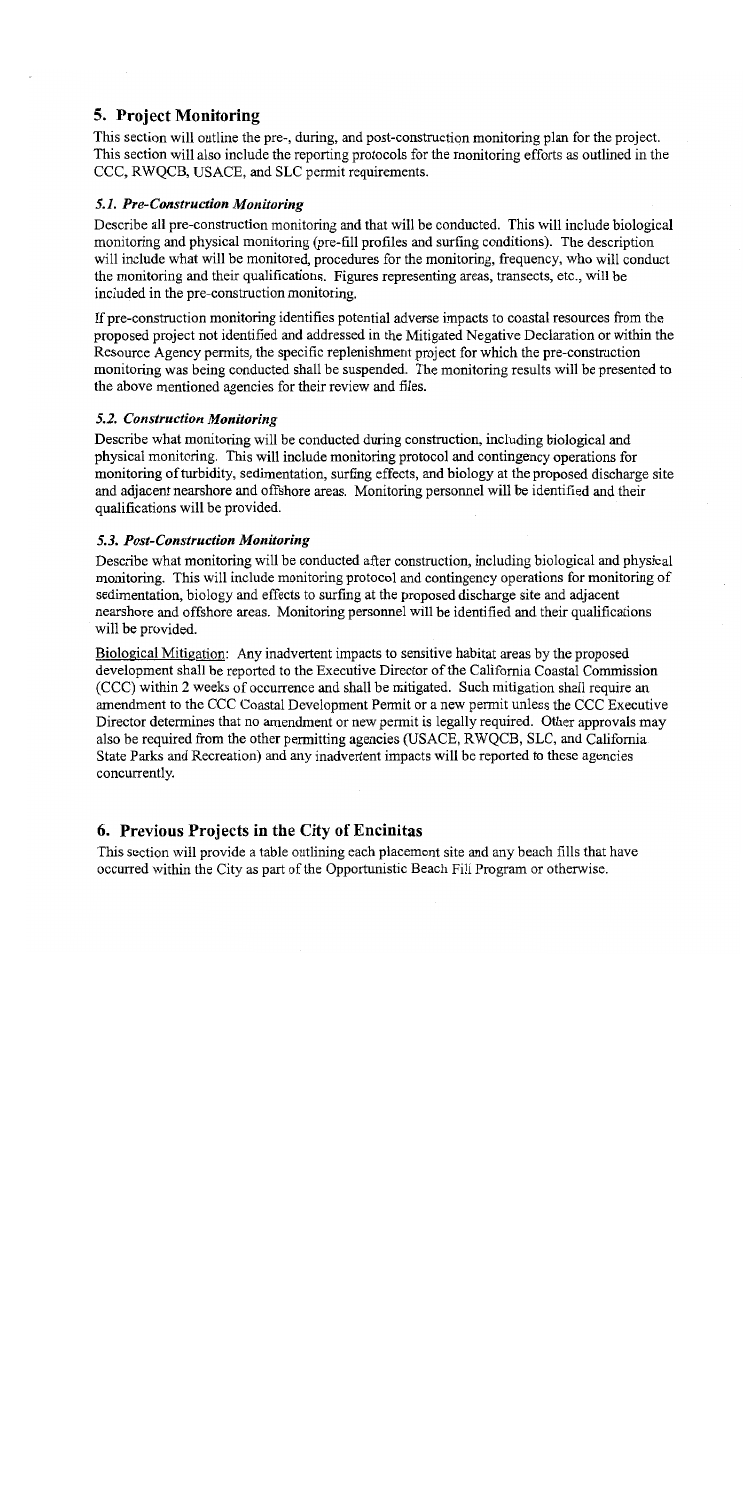## 5. Project Monitoring

This section will outline the pre-, during, and post-construction monitoring plan for the project. This section will also include the reporting protocols for the monitoring efforts as outlined in the CCC, RWQCB, USACE, and SLC permit requirements.

### *5.1. Pre-Construction Monitoring*

Describe all pre-construction monitoring and that will be conducted. This will include biological monitoring and physical monitoring (pre-fill profiles and surfing conditions). The description will include what will be monitored, procedures for the monitoring, frequency, who will conduct the monitoring and their qualifications. Figures representing areas, transects, etc., will be included in the pre-construction monitoring.

If pre-construction monitoring identifies potential adverse impacts to coastal resources from the proposed project not identified and addressed in the Mitigated Negative Declaration or within the Resource Agency permits, the specific replenishment project for which the pre-construction monitoring was being conducted shall be suspended. The monitoring results will be presented to the above mentioned agencies for their review and files.

### *5.2. Construction Monitoring*

Describe what monitoring will be conducted during construction, including biological and physical monitoring. This will include monitoring protocol and contingency operations for monitoring of turbidity, sedimentation, surfing effects, and biology at the proposed discharge site and adjacent nearshore and offshore areas. Monitoring personnel will be identified and their qualifications will be provided.

### *5.3. Post-Construction Monitoring*

Describe what monitoring will be conducted after construction, including biological and physical monitoring. This will include monitoring protocol and contingency operations for monitoring of sedimentation, biology and effects to surfing at the proposed discharge site and adjacent nearshore and offshore areas. Monitoring personnel will be identified and their qualifications will be provided.

Biological Mitigation: Any inadvertent impacts to sensitive habitat areas by the proposed development shall be reported to the Executive Director of the California Coastal Commission (CCC) within 2 weeks of occurrence and shall be mitigated. Such mitigation shall require an amendment to the CCC Coastal Development Permit or a new permit unless the CCC Executive Director determines that no amendment or new permit is legally required. Other approvals may also be required from the other permitting agencies (USACE, RWQCB, SLC, and California State Parks and Recreation) and any inadvertent impacts will be reported to these agencies concurrently.

## 6. Previous Projects in the City of Encinitas

This section will provide a table outlining each placement site and any beach fills that have occurred within the City as part of the Opportunistic Beach Fill Program or otherwise.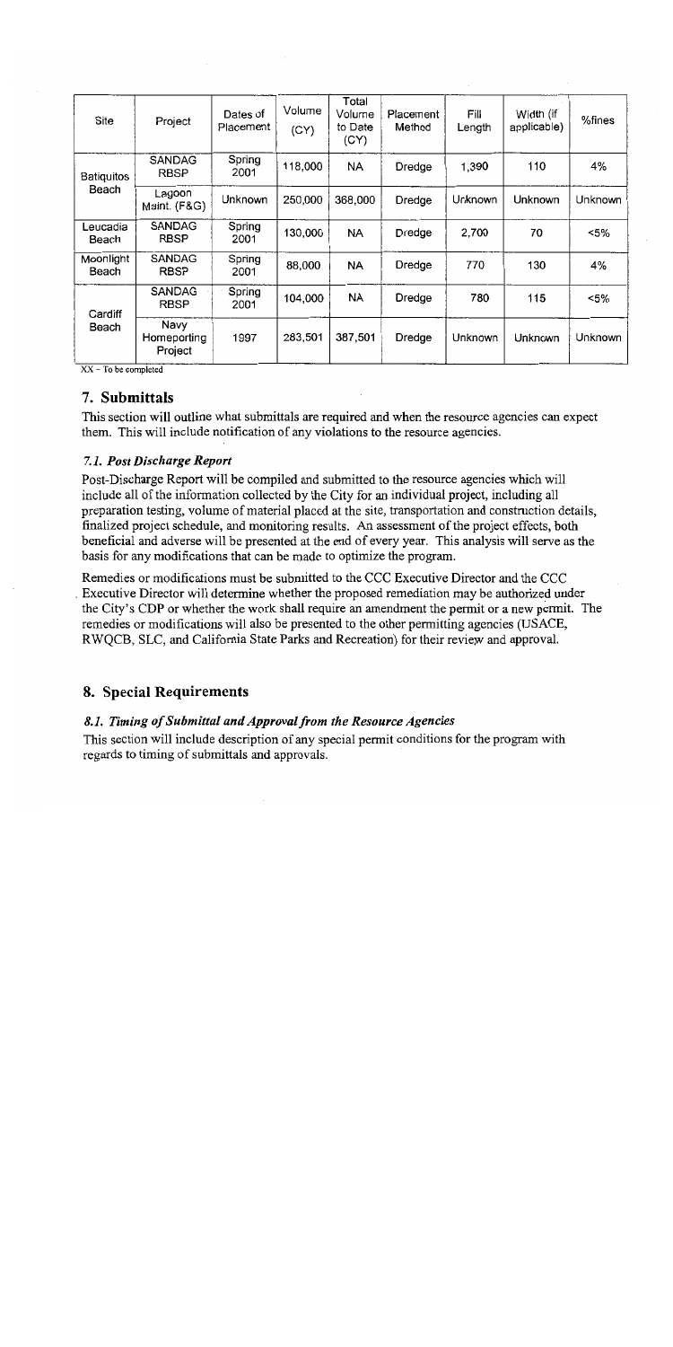| Site | Project | Dates of Placement | Volume (CY) | Total Volume to Date (CY) | Placement Method | Fill Length | Width (if applicable) | %fines |
|---|---|---|---|---|---|---|---|---|
| Batiquitos Beach | SANDAG RBSP | Spring 2001 | 118,000 | NA | Dredge | 1,390 | 110 | 4% |
| | Lagoon Maint. (F&G) | Unknown | 250,000 | 368,000 | Dredge | Unknown | Unknown | Unknown |
| Leucadia Beach | SANDAG RBSP | Spring 2001 | 130,000 | NA | Dredge | 2,700 | 70 | <5% |
| Moonlight Beach | SANDAG RBSP | Spring 2001 | 88,000 | NA | Dredge | 770 | 130 | 4% |
| Cardiff Beach | SANDAG RBSP | Spring 2001 | 104,000 | NA | Dredge | 780 | 115 | <5% |
| | Navy Homeporting Project | 1997 | 283,501 | 387,501 | Dredge | Unknown | Unknown | Unknown |

XX – To be completed

## 7. Submittals

This section will outline what submittals are required and when the resource agencies can expect them. This will include notification of any violations to the resource agencies.

### *7.1. Post Discharge Report*

Post-Discharge Report will be compiled and submitted to the resource agencies which will include all of the information collected by the City for an individual project, including all preparation testing, volume of material placed at the site, transportation and construction details, finalized project schedule, and monitoring results. An assessment of the project effects, both beneficial and adverse will be presented at the end of every year. This analysis will serve as the basis for any modifications that can be made to optimize the program.

Remedies or modifications must be submitted to the CCC Executive Director and the CCC Executive Director will determine whether the proposed remediation may be authorized under the City's CDP or whether the work shall require an amendment the permit or a new permit. The remedies or modifications will also be presented to the other permitting agencies (USACE, RWQCB, SLC, and California State Parks and Recreation) for their review and approval.

## 8. Special Requirements

### *8.1. Timing of Submittal and Approval from the Resource Agencies*

This section will include description of any special permit conditions for the program with regards to timing of submittals and approvals.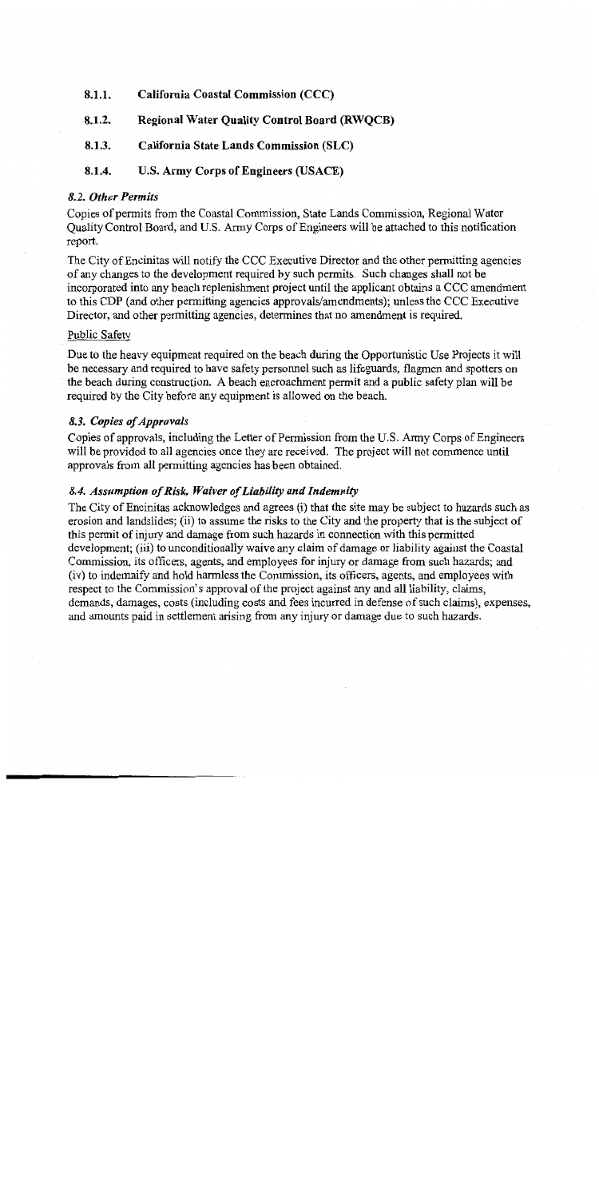#### 8.1.1. California Coastal Commission (CCC)

#### 8.1.2. Regional Water Quality Control Board (RWQCB)

#### 8.1.3. California State Lands Commission (SLC)

#### 8.1.4. U.S. Army Corps of Engineers (USACE)

### *8.2. Other Permits*

Copies of permits from the Coastal Commission, State Lands Commission, Regional Water Quality Control Board, and U.S. Army Corps of Engineers will be attached to this notification report.

The City of Encinitas will notify the CCC Executive Director and the other permitting agencies of any changes to the development required by such permits. Such changes shall not be incorporated into any beach replenishment project until the applicant obtains a CCC amendment to this CDP (and other permitting agencies approvals/amendments); unless the CCC Executive Director, and other permitting agencies, determines that no amendment is required.

Public Safety

Due to the heavy equipment required on the beach during the Opportunistic Use Projects it will be necessary and required to have safety personnel such as lifeguards, flagmen and spotters on the beach during construction. A beach encroachment permit and a public safety plan will be required by the City before any equipment is allowed on the beach.

### *8.3. Copies of Approvals*

Copies of approvals, including the Letter of Permission from the U.S. Army Corps of Engineers will be provided to all agencies once they are received. The project will not commence until approvals from all permitting agencies has been obtained.

### *8.4. Assumption of Risk, Waiver of Liability and Indemnity*

The City of Encinitas acknowledges and agrees (i) that the site may be subject to hazards such as erosion and landslides; (ii) to assume the risks to the City and the property that is the subject of this permit of injury and damage from such hazards in connection with this permitted development; (iii) to unconditionally waive any claim of damage or liability against the Coastal Commission, its officers, agents, and employees for injury or damage from such hazards; and (iv) to indemnify and hold harmless the Commission, its officers, agents, and employees with respect to the Commission's approval of the project against any and all liability, claims, demands, damages, costs (including costs and fees incurred in defense of such claims), expenses, and amounts paid in settlement arising from any injury or damage due to such hazards.